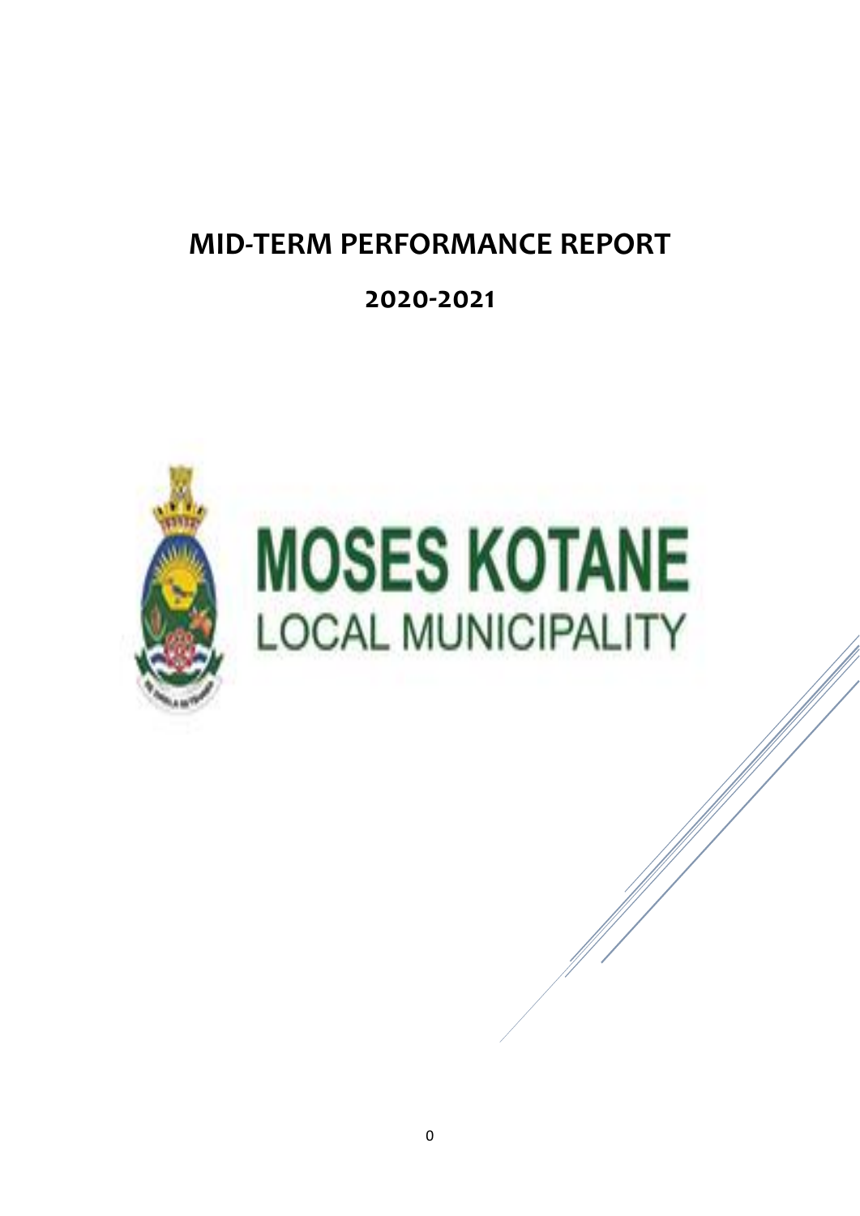# MID-TERM PERFORMANCE REPORT

## 2020-2021

MOSES KOTANE

LOCAL MUNICIPALITY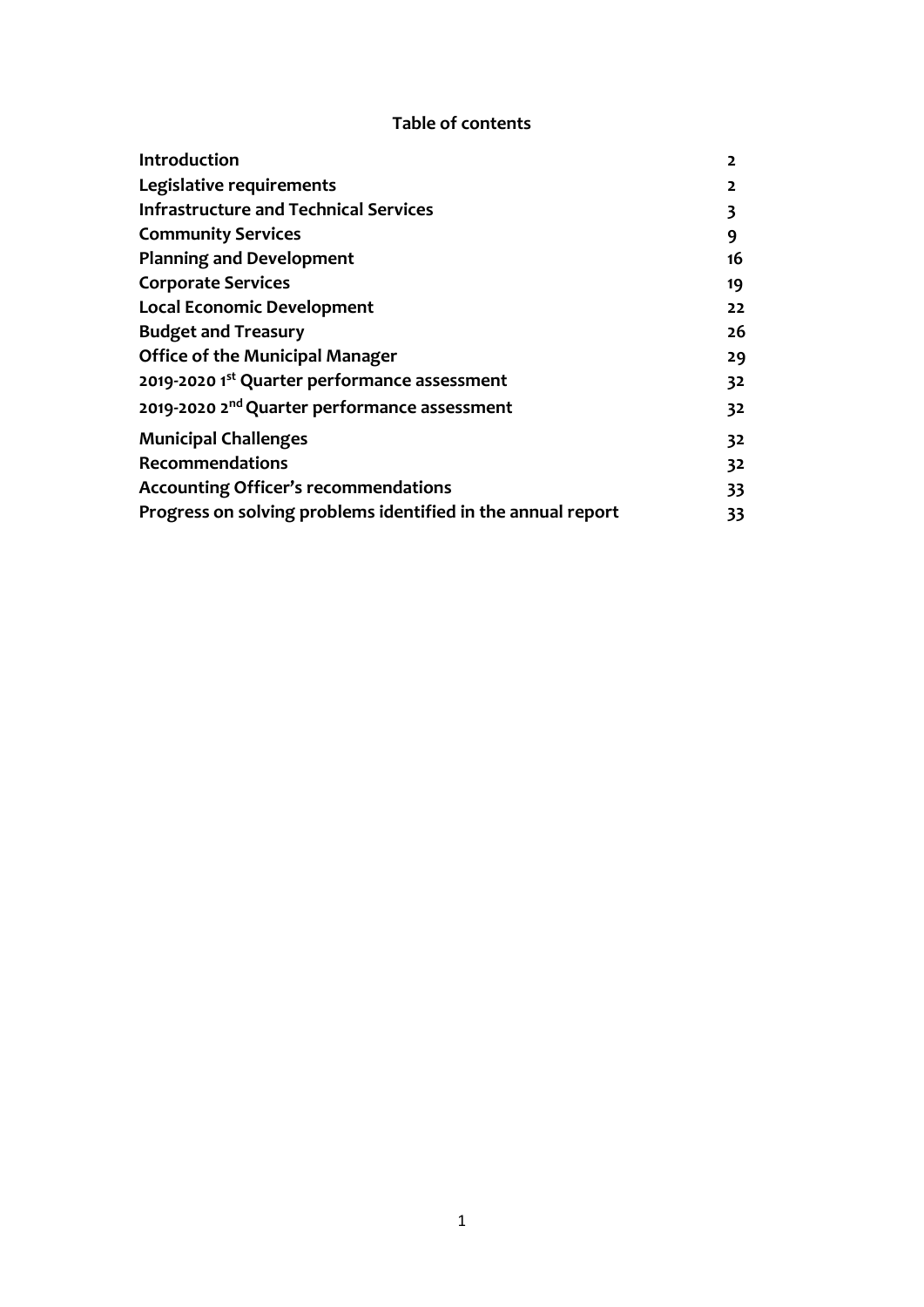## Table of contents

| | |
|---|---|
| **Introduction** | **2** |
| **Legislative requirements** | **2** |
| **Infrastructure and Technical Services** | **3** |
| **Community Services** | **9** |
| **Planning and Development** | **16** |
| **Corporate Services** | **19** |
| **Local Economic Development** | **22** |
| **Budget and Treasury** | **26** |
| **Office of the Municipal Manager** | **29** |
| **2019-2020 1st Quarter performance assessment** | **32** |
| **2019-2020 2nd Quarter performance assessment** | **32** |
| **Municipal Challenges** | **32** |
| **Recommendations** | **32** |
| **Accounting Officer's recommendations** | **33** |
| **Progress on solving problems identified in the annual report** | **33** |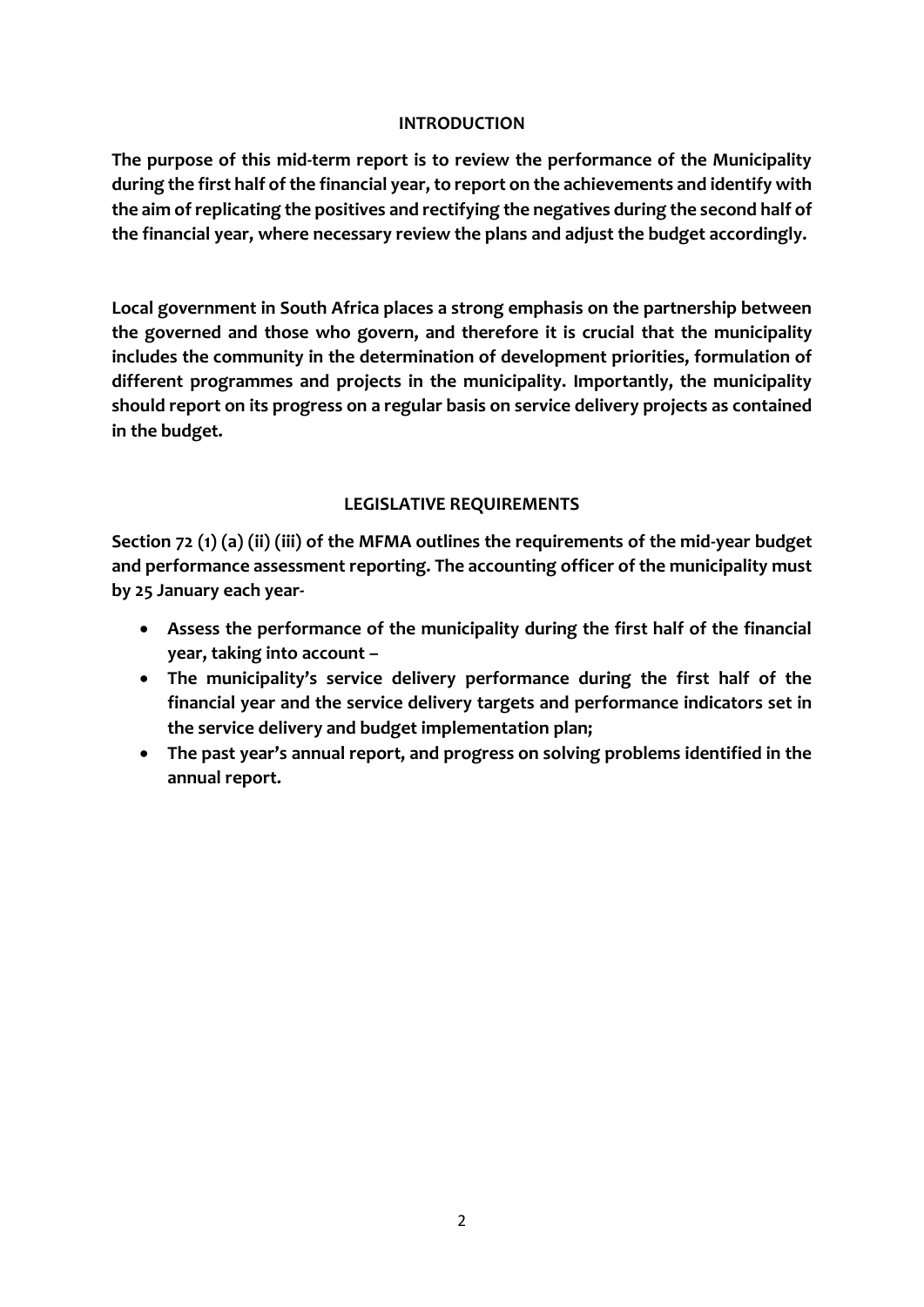## INTRODUCTION

**The purpose of this mid-term report is to review the performance of the Municipality during the first half of the financial year, to report on the achievements and identify with the aim of replicating the positives and rectifying the negatives during the second half of the financial year, where necessary review the plans and adjust the budget accordingly.**

**Local government in South Africa places a strong emphasis on the partnership between the governed and those who govern, and therefore it is crucial that the municipality includes the community in the determination of development priorities, formulation of different programmes and projects in the municipality. Importantly, the municipality should report on its progress on a regular basis on service delivery projects as contained in the budget.**

## LEGISLATIVE REQUIREMENTS

**Section 72 (1) (a) (ii) (iii) of the MFMA outlines the requirements of the mid-year budget and performance assessment reporting. The accounting officer of the municipality must by 25 January each year-**

- **Assess the performance of the municipality during the first half of the financial year, taking into account –**
- **The municipality's service delivery performance during the first half of the financial year and the service delivery targets and performance indicators set in the service delivery and budget implementation plan;**
- **The past year's annual report, and progress on solving problems identified in the annual report.**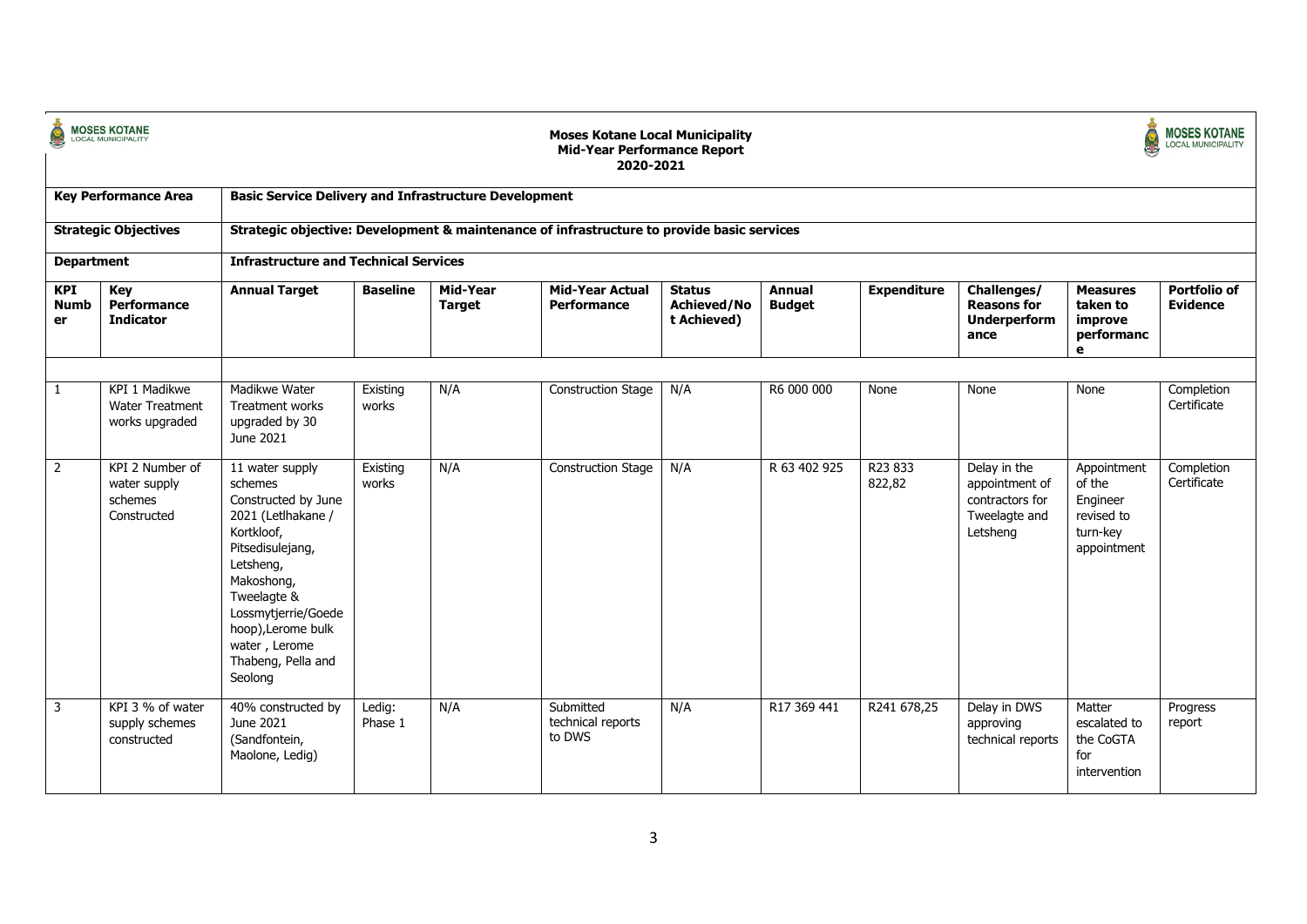**Moses Kotane Local Municipality**
**Mid-Year Performance Report**
**2020-2021**

| **Key Performance Area** | | **Basic Service Delivery and Infrastructure Development** | | | | | | | | | |
|---|---|---|---|---|---|---|---|---|---|---|---|
| **Strategic Objectives** | | **Strategic objective: Development & maintenance of infrastructure to provide basic services** | | | | | | | | | |
| **Department** | | **Infrastructure and Technical Services** | | | | | | | | | |
| **KPI Number** | **Key Performance Indicator** | **Annual Target** | **Baseline** | **Mid-Year Target** | **Mid-Year Actual Performance** | **Status Achieved/Not Achieved)** | **Annual Budget** | **Expenditure** | **Challenges/ Reasons for Underperformance** | **Measures taken to improve performance** | **Portfolio of Evidence** |
| 1 | KPI 1 Madikwe Water Treatment works upgraded | Madikwe Water Treatment works upgraded by 30 June 2021 | Existing works | N/A | Construction Stage | N/A | R6 000 000 | None | None | None | Completion Certificate |
| 2 | KPI 2 Number of water supply schemes Constructed | 11 water supply schemes Constructed by June 2021 (Letlhakane / Kortkloof, Pitsedisulejang, Letsheng, Makoshong, Tweelagte & Lossmytjerrie/Goedehoop),Lerome bulk water , Lerome Thabeng, Pella and Seolong | Existing works | N/A | Construction Stage | N/A | R 63 402 925 | R23 833 822,82 | Delay in the appointment of contractors for Tweelagte and Letsheng | Appointment of the Engineer revised to turn-key appointment | Completion Certificate |
| 3 | KPI 3 % of water supply schemes constructed | 40% constructed by June 2021 (Sandfontein, Maolone, Ledig) | Ledig: Phase 1 | N/A | Submitted technical reports to DWS | N/A | R17 369 441 | R241 678,25 | Delay in DWS approving technical reports | Matter escalated to the CoGTA for intervention | Progress report |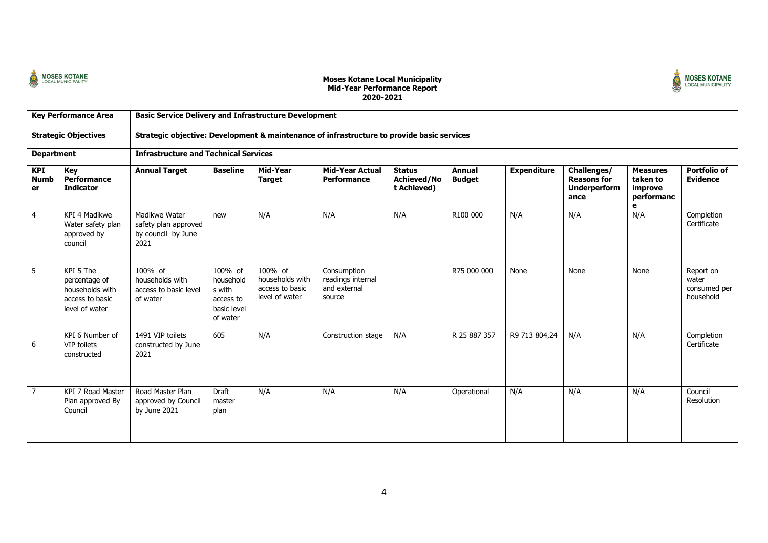**Moses Kotane Local Municipality**
**Mid-Year Performance Report**
**2020-2021**

| **Key Performance Area** | | **Basic Service Delivery and Infrastructure Development** | | | | | | | | | |
|---|---|---|---|---|---|---|---|---|---|---|---|
| **Strategic Objectives** | | **Strategic objective: Development & maintenance of infrastructure to provide basic services** | | | | | | | | | |
| **Department** | | **Infrastructure and Technical Services** | | | | | | | | | |
| **KPI Number** | **Key Performance Indicator** | **Annual Target** | **Baseline** | **Mid-Year Target** | **Mid-Year Actual Performance** | **Status Achieved/Not Achieved)** | **Annual Budget** | **Expenditure** | **Challenges/ Reasons for Underperformance** | **Measures taken to improve performance** | **Portfolio of Evidence** |
| 4 | KPI 4 Madikwe Water safety plan approved by council | Madikwe Water safety plan approved by council by June 2021 | new | N/A | N/A | N/A | R100 000 | N/A | N/A | N/A | Completion Certificate |
| 5 | KPI 5 The percentage of households with access to basic level of water | 100% of households with access to basic level of water | 100% of households with access to basic level of water | 100% of households with access to basic level of water | Consumption readings internal and external source | | R75 000 000 | None | None | None | Report on water consumed per household |
| 6 | KPI 6 Number of VIP toilets constructed | 1491 VIP toilets constructed by June 2021 | 605 | N/A | Construction stage | N/A | R 25 887 357 | R9 713 804,24 | N/A | N/A | Completion Certificate |
| 7 | KPI 7 Road Master Plan approved By Council | Road Master Plan approved by Council by June 2021 | Draft master plan | N/A | N/A | N/A | Operational | N/A | N/A | N/A | Council Resolution |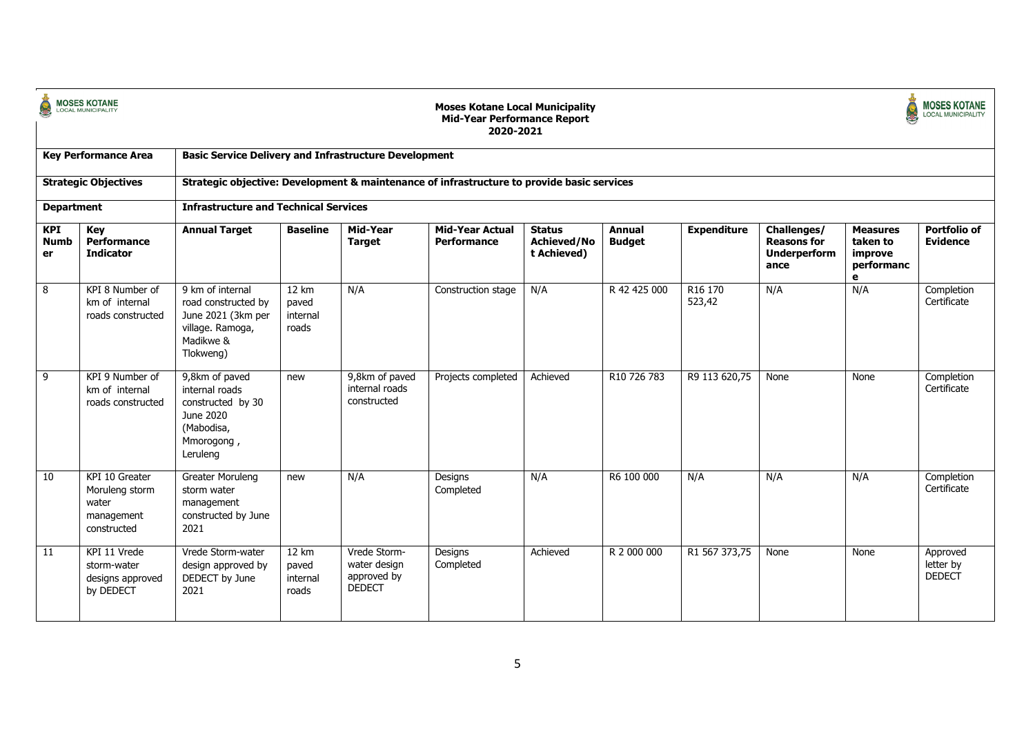**Moses Kotane Local Municipality**
**Mid-Year Performance Report**
**2020-2021**

| **Key Performance Area** | | **Basic Service Delivery and Infrastructure Development** | | | | | | | | | |
|---|---|---|---|---|---|---|---|---|---|---|---|
| **Strategic Objectives** | | **Strategic objective: Development & maintenance of infrastructure to provide basic services** | | | | | | | | | |
| **Department** | | **Infrastructure and Technical Services** | | | | | | | | | |
| **KPI Number** | **Key Performance Indicator** | **Annual Target** | **Baseline** | **Mid-Year Target** | **Mid-Year Actual Performance** | **Status Achieved/Not Achieved)** | **Annual Budget** | **Expenditure** | **Challenges/ Reasons for Underperformance** | **Measures taken to improve performance** | **Portfolio of Evidence** |
| 8 | KPI 8 Number of km of internal roads constructed | 9 km of internal road constructed by June 2021 (3km per village. Ramoga, Madikwe & Tlokweng) | 12 km paved internal roads | N/A | Construction stage | N/A | R 42 425 000 | R16 170 523,42 | N/A | N/A | Completion Certificate |
| 9 | KPI 9 Number of km of internal roads constructed | 9,8km of paved internal roads constructed by 30 June 2020 (Mabodisa, Mmorogong , Leruleng | new | 9,8km of paved internal roads constructed | Projects completed | Achieved | R10 726 783 | R9 113 620,75 | None | None | Completion Certificate |
| 10 | KPI 10 Greater Moruleng storm water management constructed | Greater Moruleng storm water management constructed by June 2021 | new | N/A | Designs Completed | N/A | R6 100 000 | N/A | N/A | N/A | Completion Certificate |
| 11 | KPI 11 Vrede storm-water designs approved by DEDECT | Vrede Storm-water design approved by DEDECT by June 2021 | 12 km paved internal roads | Vrede Storm-water design approved by DEDECT | Designs Completed | Achieved | R 2 000 000 | R1 567 373,75 | None | None | Approved letter by DEDECT |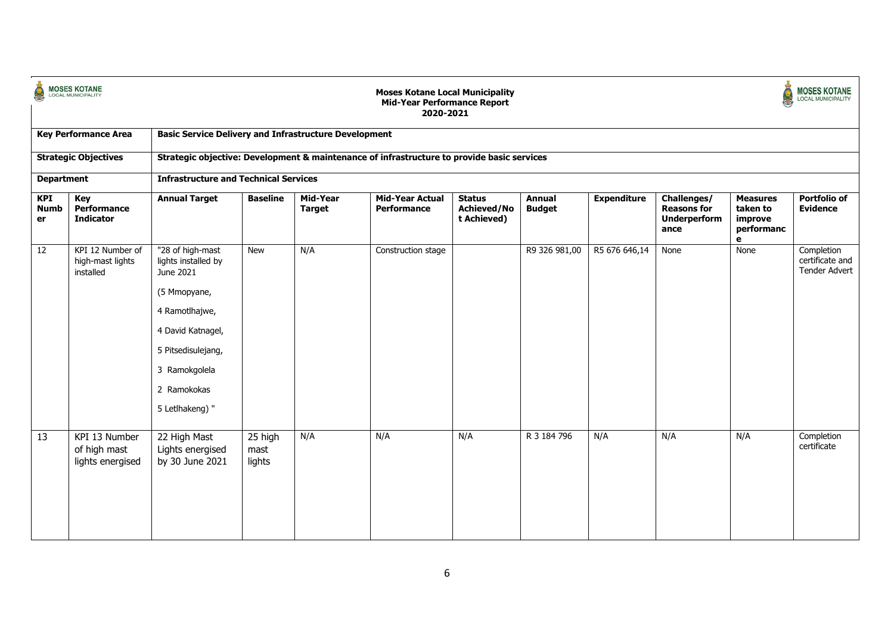**Moses Kotane Local Municipality**
**Mid-Year Performance Report**
**2020-2021**

| **Key Performance Area** | | **Basic Service Delivery and Infrastructure Development** | | | | | | | | | |
|---|---|---|---|---|---|---|---|---|---|---|---|
| **Strategic Objectives** | | **Strategic objective: Development & maintenance of infrastructure to provide basic services** | | | | | | | | | |
| **Department** | | **Infrastructure and Technical Services** | | | | | | | | | |
| **KPI Number** | **Key Performance Indicator** | **Annual Target** | **Baseline** | **Mid-Year Target** | **Mid-Year Actual Performance** | **Status Achieved/Not Achieved)** | **Annual Budget** | **Expenditure** | **Challenges/ Reasons for Underperformance** | **Measures taken to improve performance** | **Portfolio of Evidence** |
| 12 | KPI 12 Number of high-mast lights installed | "28 of high-mast lights installed by June 2021<br><br>(5 Mmopyane,<br><br>4 Ramotlhajwe,<br><br>4 David Katnagel,<br><br>5 Pitsedisulejang,<br><br>3 Ramokgolela<br><br>2 Ramokokas<br><br>5 Letlhakeng) " | New | N/A | Construction stage | | R9 326 981,00 | R5 676 646,14 | None | None | Completion certificate and Tender Advert |
| 13 | KPI 13 Number of high mast lights energised | 22 High Mast Lights energised by 30 June 2021 | 25 high mast lights | N/A | N/A | N/A | R 3 184 796 | N/A | N/A | N/A | Completion certificate |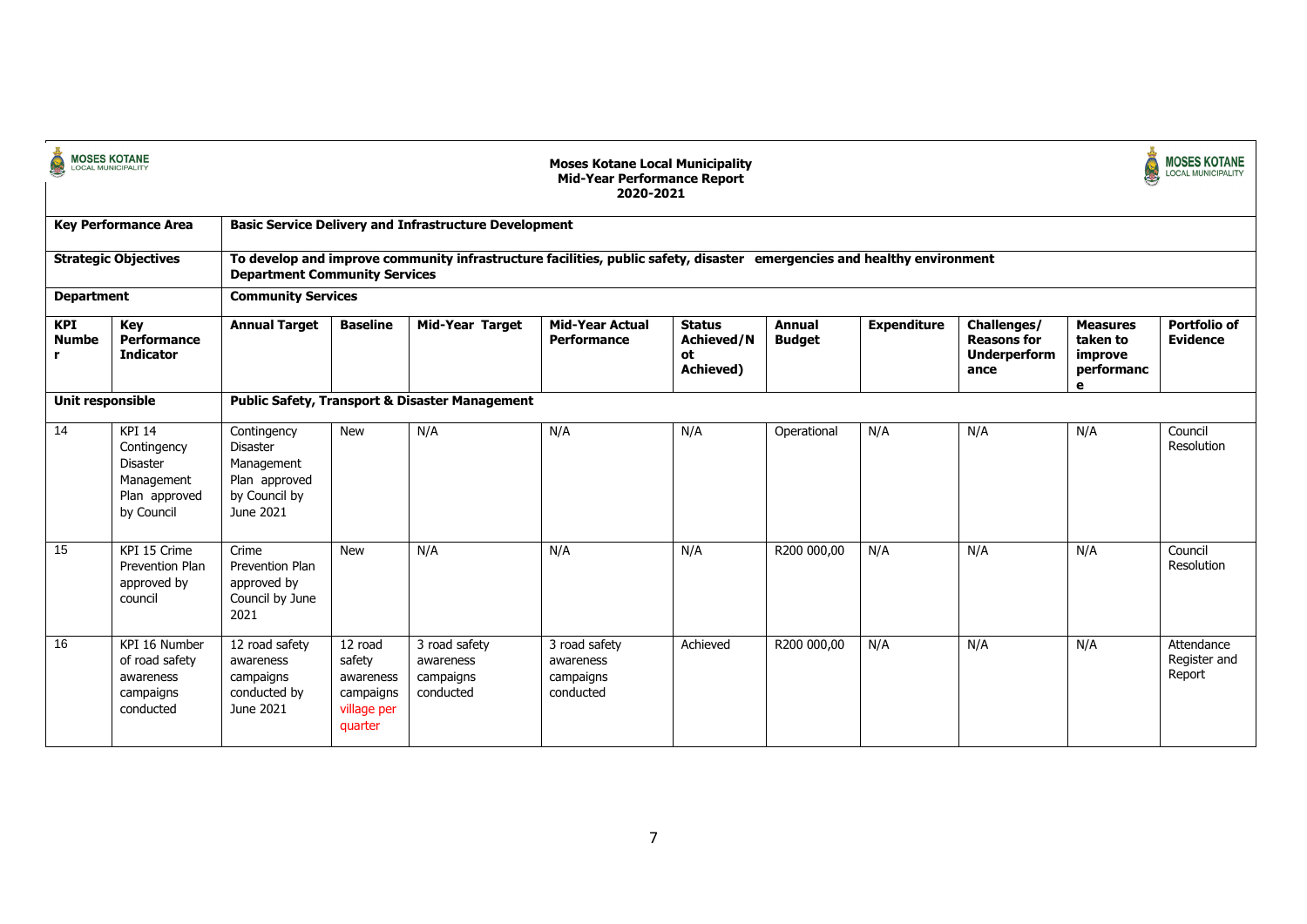**Moses Kotane Local Municipality**
**Mid-Year Performance Report**
**2020-2021**

| **Key Performance Area** | | **Basic Service Delivery and Infrastructure Development** | | | | | | | | | |
|---|---|---|---|---|---|---|---|---|---|---|---|
| **Strategic Objectives** | | **To develop and improve community infrastructure facilities, public safety, disaster emergencies and healthy environment Department Community Services** | | | | | | | | | |
| **Department** | | **Community Services** | | | | | | | | | |
| **KPI Number** | **Key Performance Indicator** | **Annual Target** | **Baseline** | **Mid-Year Target** | **Mid-Year Actual Performance** | **Status Achieved/Not Achieved)** | **Annual Budget** | **Expenditure** | **Challenges/ Reasons for Underperformance** | **Measures taken to improve performance** | **Portfolio of Evidence** |
| **Unit responsible** | | **Public Safety, Transport & Disaster Management** | | | | | | | | | |
| 14 | KPI 14 Contingency Disaster Management Plan approved by Council | Contingency Disaster Management Plan approved by Council by June 2021 | New | N/A | N/A | N/A | Operational | N/A | N/A | N/A | Council Resolution |
| 15 | KPI 15 Crime Prevention Plan approved by council | Crime Prevention Plan approved by Council by June 2021 | New | N/A | N/A | N/A | R200 000,00 | N/A | N/A | N/A | Council Resolution |
| 16 | KPI 16 Number of road safety awareness campaigns conducted | 12 road safety awareness campaigns conducted by June 2021 | 12 road safety awareness campaigns village per quarter | 3 road safety awareness campaigns conducted | 3 road safety awareness campaigns conducted | Achieved | R200 000,00 | N/A | N/A | N/A | Attendance Register and Report |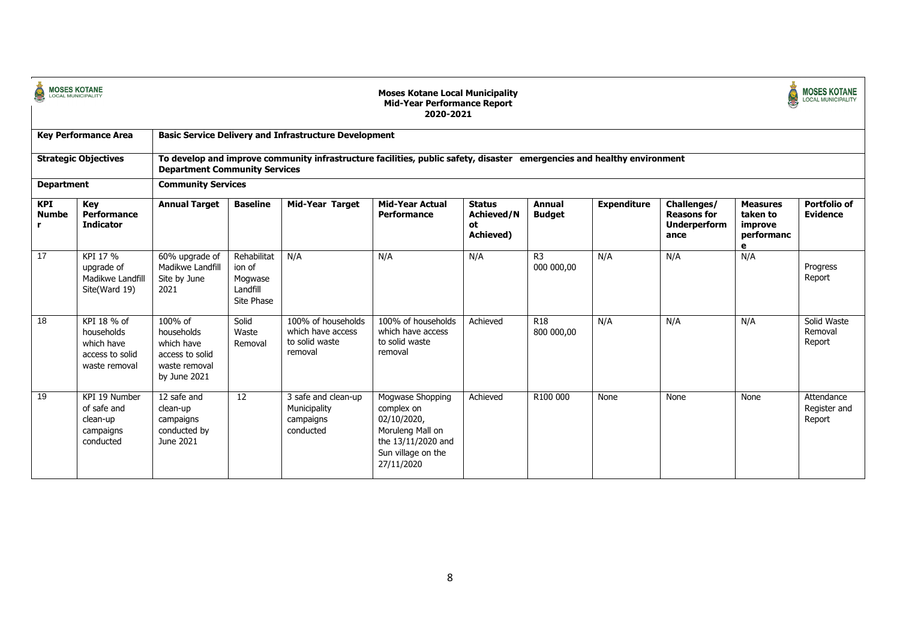**Moses Kotane Local Municipality**
**Mid-Year Performance Report**
**2020-2021**

| **Key Performance Area** | | **Basic Service Delivery and Infrastructure Development** | | | | | | | | | |
|---|---|---|---|---|---|---|---|---|---|---|---|
| **Strategic Objectives** | | **To develop and improve community infrastructure facilities, public safety, disaster emergencies and healthy environment Department Community Services** | | | | | | | | | |
| **Department** | | **Community Services** | | | | | | | | | |
| **KPI Number** | **Key Performance Indicator** | **Annual Target** | **Baseline** | **Mid-Year Target** | **Mid-Year Actual Performance** | **Status Achieved/Not Achieved)** | **Annual Budget** | **Expenditure** | **Challenges/ Reasons for Underperformance** | **Measures taken to improve performance** | **Portfolio of Evidence** |
| 17 | KPI 17 % upgrade of Madikwe Landfill Site(Ward 19) | 60% upgrade of Madikwe Landfill Site by June 2021 | Rehabilitation of Mogwase Landfill Site Phase | N/A | N/A | N/A | R3 000 000,00 | N/A | N/A | N/A | Progress Report |
| 18 | KPI 18 % of households which have access to solid waste removal | 100% of households which have access to solid waste removal by June 2021 | Solid Waste Removal | 100% of households which have access to solid waste removal | 100% of households which have access to solid waste removal | Achieved | R18 800 000,00 | N/A | N/A | N/A | Solid Waste Removal Report |
| 19 | KPI 19 Number of safe and clean-up campaigns conducted | 12 safe and clean-up campaigns conducted by June 2021 | 12 | 3 safe and clean-up Municipality campaigns conducted | Mogwase Shopping complex on 02/10/2020, Moruleng Mall on the 13/11/2020 and Sun village on the 27/11/2020 | Achieved | R100 000 | None | None | None | Attendance Register and Report |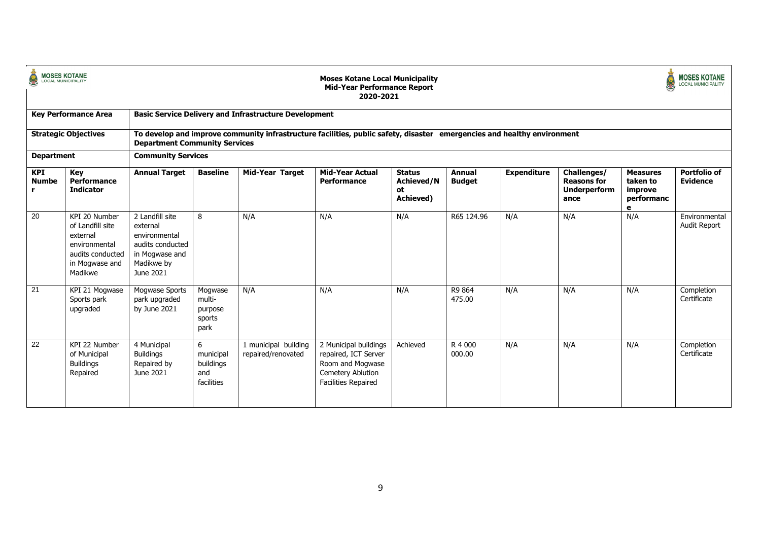**Moses Kotane Local Municipality**
**Mid-Year Performance Report**
**2020-2021**

| **Key Performance Area** | | **Basic Service Delivery and Infrastructure Development** | | | | | | | | | |
|---|---|---|---|---|---|---|---|---|---|---|---|
| **Strategic Objectives** | | **To develop and improve community infrastructure facilities, public safety, disaster emergencies and healthy environment Department Community Services** | | | | | | | | | |
| **Department** | | **Community Services** | | | | | | | | | |
| **KPI Number** | **Key Performance Indicator** | **Annual Target** | **Baseline** | **Mid-Year Target** | **Mid-Year Actual Performance** | **Status Achieved/Not Achieved)** | **Annual Budget** | **Expenditure** | **Challenges/ Reasons for Underperformance** | **Measures taken to improve performance** | **Portfolio of Evidence** |
| 20 | KPI 20 Number of Landfill site external environmental audits conducted in Mogwase and Madikwe | 2 Landfill site external environmental audits conducted in Mogwase and Madikwe by June 2021 | 8 | N/A | N/A | N/A | R65 124.96 | N/A | N/A | N/A | Environmental Audit Report |
| 21 | KPI 21 Mogwase Sports park upgraded | Mogwase Sports park upgraded by June 2021 | Mogwase multi-purpose sports park | N/A | N/A | N/A | R9 864 475.00 | N/A | N/A | N/A | Completion Certificate |
| 22 | KPI 22 Number of Municipal Buildings Repaired | 4 Municipal Buildings Repaired by June 2021 | 6 municipal buildings and facilities | 1 municipal building repaired/renovated | 2 Municipal buildings repaired, ICT Server Room and Mogwase Cemetery Ablution Facilities Repaired | Achieved | R 4 000 000.00 | N/A | N/A | N/A | Completion Certificate |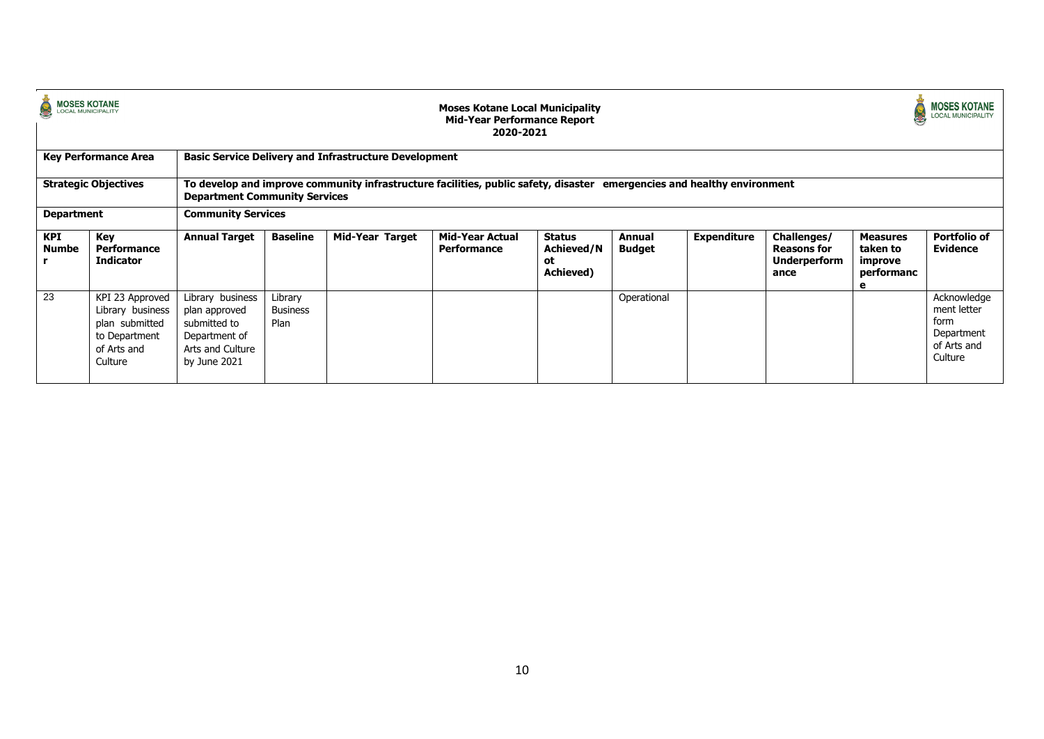**Moses Kotane Local Municipality**
**Mid-Year Performance Report**
**2020-2021**

| **Key Performance Area** | | **Basic Service Delivery and Infrastructure Development** | | | | | | | | | |
|---|---|---|---|---|---|---|---|---|---|---|---|
| **Strategic Objectives** | | **To develop and improve community infrastructure facilities, public safety, disaster emergencies and healthy environment Department Community Services** | | | | | | | | | |
| **Department** | | **Community Services** | | | | | | | | | |
| **KPI Number** | **Key Performance Indicator** | **Annual Target** | **Baseline** | **Mid-Year Target** | **Mid-Year Actual Performance** | **Status Achieved/Not Achieved)** | **Annual Budget** | **Expenditure** | **Challenges/ Reasons for Underperformance** | **Measures taken to improve performance** | **Portfolio of Evidence** |
| 23 | KPI 23 Approved Library business plan submitted to Department of Arts and Culture | Library business plan approved submitted to Department of Arts and Culture by June 2021 | Library Business Plan | | | | Operational | | | | Acknowledgement letter form Department of Arts and Culture |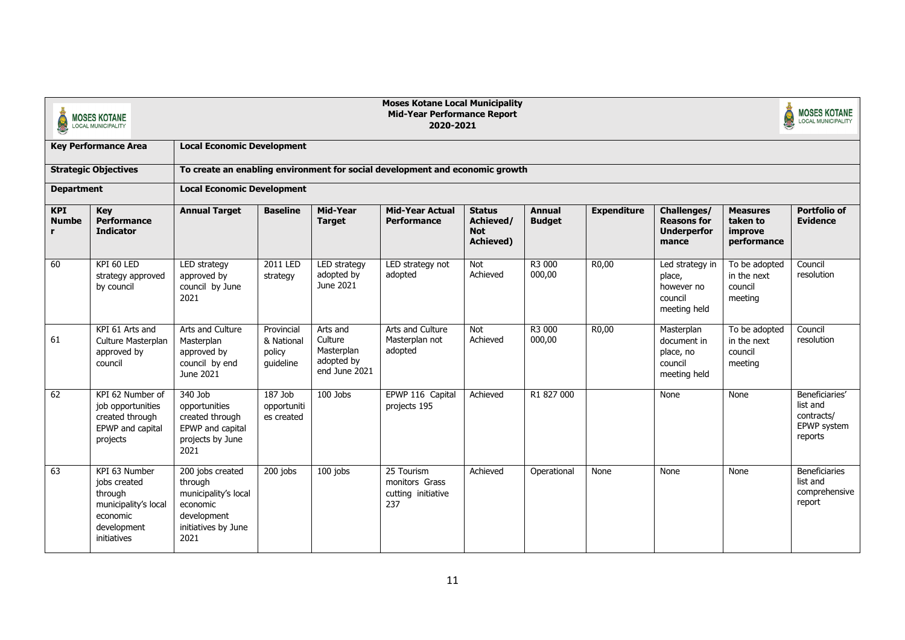**Moses Kotane Local Municipality**
**Mid-Year Performance Report**
**2020-2021**

| **Key Performance Area** | | **Local Economic Development** | | | | | | | | | |
|---|---|---|---|---|---|---|---|---|---|---|---|
| **Strategic Objectives** | | **To create an enabling environment for social development and economic growth** | | | | | | | | | |
| **Department** | | **Local Economic Development** | | | | | | | | | |
| **KPI Number** | **Key Performance Indicator** | **Annual Target** | **Baseline** | **Mid-Year Target** | **Mid-Year Actual Performance** | **Status Achieved/ Not Achieved)** | **Annual Budget** | **Expenditure** | **Challenges/ Reasons for Underperformance** | **Measures taken to improve performance** | **Portfolio of Evidence** |
| 60 | KPI 60 LED strategy approved by council | LED strategy approved by council by June 2021 | 2011 LED strategy | LED strategy adopted by June 2021 | LED strategy not adopted | Not Achieved | R3 000 000,00 | R0,00 | Led strategy in place, however no council meeting held | To be adopted in the next council meeting | Council resolution |
| 61 | KPI 61 Arts and Culture Masterplan approved by council | Arts and Culture Masterplan approved by council by end June 2021 | Provincial & National policy guideline | Arts and Culture Masterplan adopted by end June 2021 | Arts and Culture Masterplan not adopted | Not Achieved | R3 000 000,00 | R0,00 | Masterplan document in place, no council meeting held | To be adopted in the next council meeting | Council resolution |
| 62 | KPI 62 Number of job opportunities created through EPWP and capital projects | 340 Job opportunities created through EPWP and capital projects by June 2021 | 187 Job opportunities created | 100 Jobs | EPWP 116 Capital projects 195 | Achieved | R1 827 000 | | None | None | Beneficiaries' list and contracts/ EPWP system reports |
| 63 | KPI 63 Number jobs created through municipality's local economic development initiatives | 200 jobs created through municipality's local economic development initiatives by June 2021 | 200 jobs | 100 jobs | 25 Tourism monitors Grass cutting initiative 237 | Achieved | Operational | None | None | None | Beneficiaries list and comprehensive report |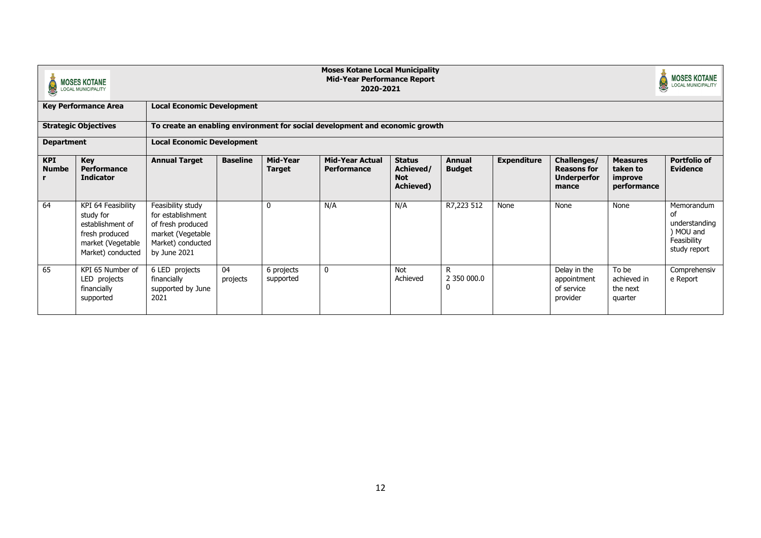**Moses Kotane Local Municipality**
**Mid-Year Performance Report**
**2020-2021**

| **Key Performance Area** | | **Local Economic Development** | | | | | | | | | |
|---|---|---|---|---|---|---|---|---|---|---|---|
| **Strategic Objectives** | | **To create an enabling environment for social development and economic growth** | | | | | | | | | |
| **Department** | | **Local Economic Development** | | | | | | | | | |
| **KPI Number** | **Key Performance Indicator** | **Annual Target** | **Baseline** | **Mid-Year Target** | **Mid-Year Actual Performance** | **Status Achieved/ Not Achieved)** | **Annual Budget** | **Expenditure** | **Challenges/ Reasons for Underperformance** | **Measures taken to improve performance** | **Portfolio of Evidence** |
| 64 | KPI 64 Feasibility study for establishment of fresh produced market (Vegetable Market) conducted | Feasibility study for establishment of fresh produced market (Vegetable Market) conducted by June 2021 | | 0 | N/A | N/A | R7,223 512 | None | None | None | Memorandum of understanding ) MOU and Feasibility study report |
| 65 | KPI 65 Number of LED projects financially supported | 6 LED projects financially supported by June 2021 | 04 projects | 6 projects supported | 0 | Not Achieved | R 2 350 000.00 | | Delay in the appointment of service provider | To be achieved in the next quarter | Comprehensive Report |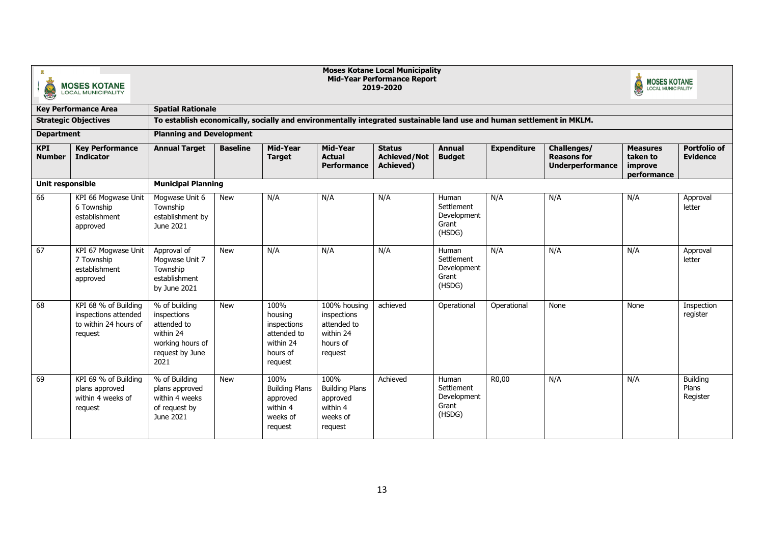**Moses Kotane Local Municipality**
**Mid-Year Performance Report**
**2019-2020**

| **Key Performance Area** | | **Spatial Rationale** | | | | | | | | | |
|---|---|---|---|---|---|---|---|---|---|---|---|
| **Strategic Objectives** | | **To establish economically, socially and environmentally integrated sustainable land use and human settlement in MKLM.** | | | | | | | | | |
| **Department** | | **Planning and Development** | | | | | | | | | |
| **KPI Number** | **Key Performance Indicator** | **Annual Target** | **Baseline** | **Mid-Year Target** | **Mid-Year Actual Performance** | **Status Achieved/Not Achieved)** | **Annual Budget** | **Expenditure** | **Challenges/ Reasons for Underperformance** | **Measures taken to improve performance** | **Portfolio of Evidence** |
| **Unit responsible** | | **Municipal Planning** | | | | | | | | | |
| 66 | KPI 66 Mogwase Unit 6 Township establishment approved | Mogwase Unit 6 Township establishment by June 2021 | New | N/A | N/A | N/A | Human Settlement Development Grant (HSDG) | N/A | N/A | N/A | Approval letter |
| 67 | KPI 67 Mogwase Unit 7 Township establishment approved | Approval of Mogwase Unit 7 Township establishment by June 2021 | New | N/A | N/A | N/A | Human Settlement Development Grant (HSDG) | N/A | N/A | N/A | Approval letter |
| 68 | KPI 68 % of Building inspections attended to within 24 hours of request | % of building inspections attended to within 24 working hours of request by June 2021 | New | 100% housing inspections attended to within 24 hours of request | 100% housing inspections attended to within 24 hours of request | achieved | Operational | Operational | None | None | Inspection register |
| 69 | KPI 69 % of Building plans approved within 4 weeks of request | % of Building plans approved within 4 weeks of request by June 2021 | New | 100% Building Plans approved within 4 weeks of request | 100% Building Plans approved within 4 weeks of request | Achieved | Human Settlement Development Grant (HSDG) | R0,00 | N/A | N/A | Building Plans Register |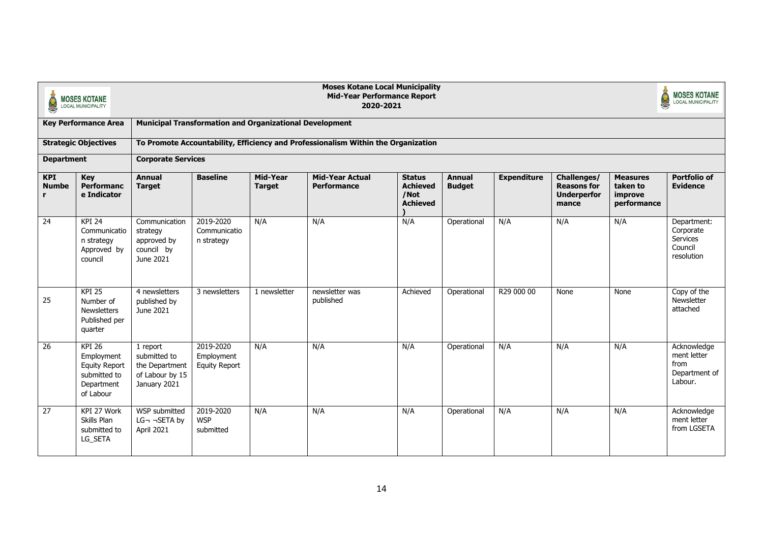**Moses Kotane Local Municipality**
**Mid-Year Performance Report**
**2020-2021**

| **Key Performance Area** | **Municipal Transformation and Organizational Development** |
|---|---|
| **Strategic Objectives** | **To Promote Accountability, Efficiency and Professionalism Within the Organization** |
| **Department** | **Corporate Services** |

| **KPI Number** | **Key Performance Indicator** | **Annual Target** | **Baseline** | **Mid-Year Target** | **Mid-Year Actual Performance** | **Status Achieved /Not Achieved)** | **Annual Budget** | **Expenditure** | **Challenges/ Reasons for Underperformance** | **Measures taken to improve performance** | **Portfolio of Evidence** |
|---|---|---|---|---|---|---|---|---|---|---|---|
| 24 | KPI 24 Communication strategy Approved by council | Communication strategy approved by council by June 2021 | 2019-2020 Communication strategy | N/A | N/A | N/A | Operational | N/A | N/A | N/A | Department: Corporate Services Council resolution |
| 25 | KPI 25 Number of Newsletters Published per quarter | 4 newsletters published by June 2021 | 3 newsletters | 1 newsletter | newsletter was published | Achieved | Operational | R29 000 00 | None | None | Copy of the Newsletter attached |
| 26 | KPI 26 Employment Equity Report submitted to Department of Labour | 1 report submitted to the Department of Labour by 15 January 2021 | 2019-2020 Employment Equity Report | N/A | N/A | N/A | Operational | N/A | N/A | N/A | Acknowledgement letter from Department of Labour. |
| 27 | KPI 27 Work Skills Plan submitted to LG_SETA | WSP submitted LG¬ ¬SETA by April 2021 | 2019-2020 WSP submitted | N/A | N/A | N/A | Operational | N/A | N/A | N/A | Acknowledgement letter from LGSETA |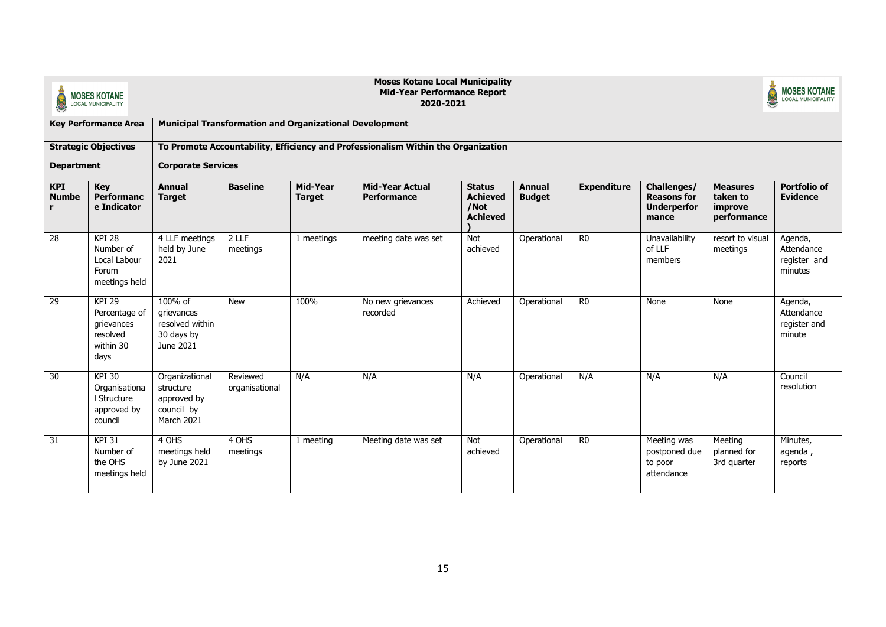**Moses Kotane Local Municipality**
**Mid-Year Performance Report**
**2020-2021**

| **Key Performance Area** | | **Municipal Transformation and Organizational Development** | | | | | | | | | |
|---|---|---|---|---|---|---|---|---|---|---|---|
| **Strategic Objectives** | | **To Promote Accountability, Efficiency and Professionalism Within the Organization** | | | | | | | | | |
| **Department** | | **Corporate Services** | | | | | | | | | |
| **KPI Number** | **Key Performance Indicator** | **Annual Target** | **Baseline** | **Mid-Year Target** | **Mid-Year Actual Performance** | **Status Achieved /Not Achieved)** | **Annual Budget** | **Expenditure** | **Challenges/ Reasons for Underperformance** | **Measures taken to improve performance** | **Portfolio of Evidence** |
| 28 | KPI 28 Number of Local Labour Forum meetings held | 4 LLF meetings held by June 2021 | 2 LLF meetings | 1 meetings | meeting date was set | Not achieved | Operational | R0 | Unavailability of LLF members | resort to visual meetings | Agenda, Attendance register and minutes |
| 29 | KPI 29 Percentage of grievances resolved within 30 days | 100% of grievances resolved within 30 days by June 2021 | New | 100% | No new grievances recorded | Achieved | Operational | R0 | None | None | Agenda, Attendance register and minute |
| 30 | KPI 30 Organisational Structure approved by council | Organizational structure approved by council by March 2021 | Reviewed organisational | N/A | N/A | N/A | Operational | N/A | N/A | N/A | Council resolution |
| 31 | KPI 31 Number of the OHS meetings held | 4 OHS meetings held by June 2021 | 4 OHS meetings | 1 meeting | Meeting date was set | Not achieved | Operational | R0 | Meeting was postponed due to poor attendance | Meeting planned for 3rd quarter | Minutes, agenda , reports |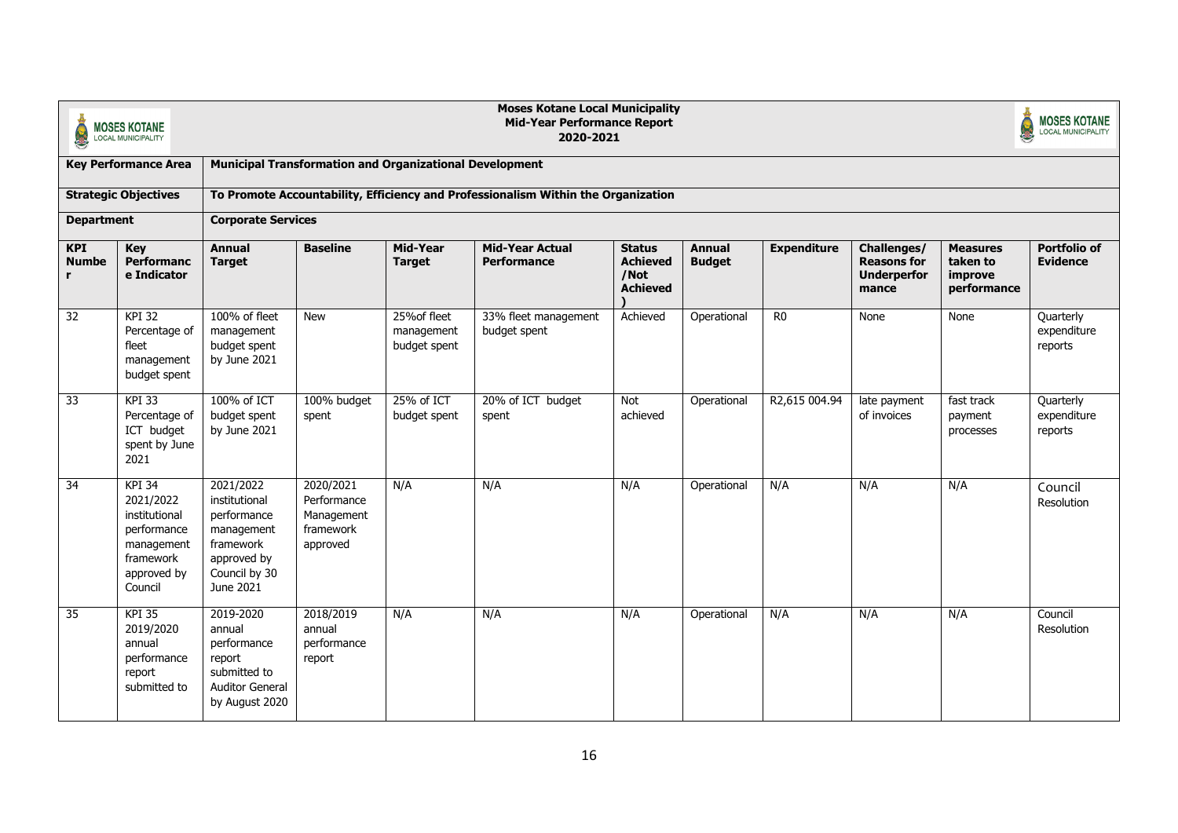**Moses Kotane Local Municipality**
**Mid-Year Performance Report**
**2020-2021**

| **Key Performance Area** | | **Municipal Transformation and Organizational Development** | | | | | | | | | |
|---|---|---|---|---|---|---|---|---|---|---|---|
| **Strategic Objectives** | | **To Promote Accountability, Efficiency and Professionalism Within the Organization** | | | | | | | | | |
| **Department** | | **Corporate Services** | | | | | | | | | |
| **KPI Number** | **Key Performance Indicator** | **Annual Target** | **Baseline** | **Mid-Year Target** | **Mid-Year Actual Performance** | **Status Achieved /Not Achieved )** | **Annual Budget** | **Expenditure** | **Challenges/ Reasons for Underperformance** | **Measures taken to improve performance** | **Portfolio of Evidence** |
| 32 | KPI 32 Percentage of fleet management budget spent | 100% of fleet management budget spent by June 2021 | New | 25%of fleet management budget spent | 33% fleet management budget spent | Achieved | Operational | R0 | None | None | Quarterly expenditure reports |
| 33 | KPI 33 Percentage of ICT budget spent by June 2021 | 100% of ICT budget spent by June 2021 | 100% budget spent | 25% of ICT budget spent | 20% of ICT budget spent | Not achieved | Operational | R2,615 004.94 | late payment of invoices | fast track payment processes | Quarterly expenditure reports |
| 34 | KPI 34 2021/2022 institutional performance management framework approved by Council | 2021/2022 institutional performance management framework approved by Council by 30 June 2021 | 2020/2021 Performance Management framework approved | N/A | N/A | N/A | Operational | N/A | N/A | N/A | Council Resolution |
| 35 | KPI 35 2019/2020 annual performance report submitted to | 2019-2020 annual performance report submitted to Auditor General by August 2020 | 2018/2019 annual performance report | N/A | N/A | N/A | Operational | N/A | N/A | N/A | Council Resolution |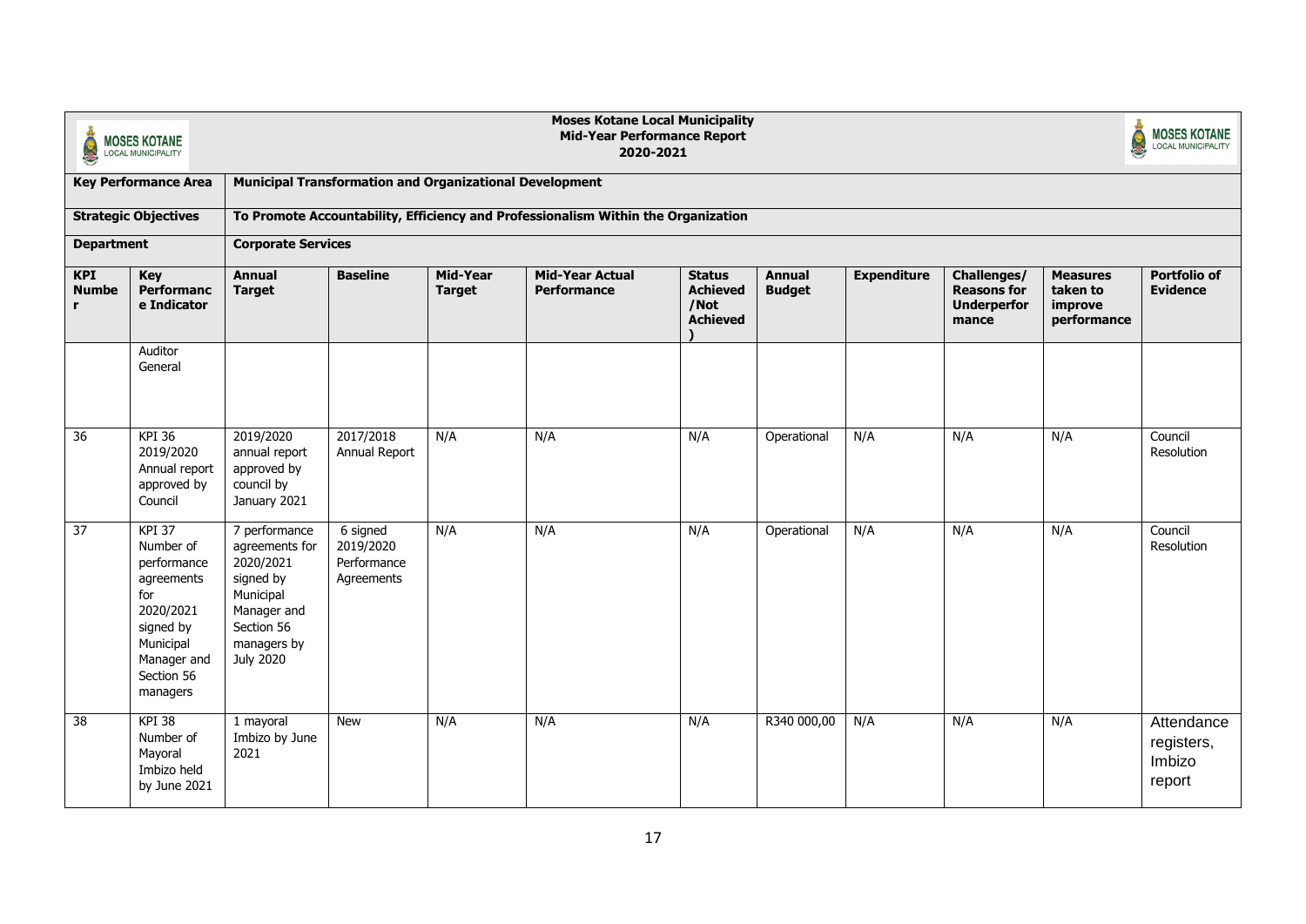| Key Performance Area | | Municipal Transformation and Organizational Development | | | | | | | | | |
|---|---|---|---|---|---|---|---|---|---|---|---|
| **Strategic Objectives** | | **To Promote Accountability, Efficiency and Professionalism Within the Organization** | | | | | | | | | |
| **Department** | | **Corporate Services** | | | | | | | | | |
| **KPI Number** | **Key Performance Indicator** | **Annual Target** | **Baseline** | **Mid-Year Target** | **Mid-Year Actual Performance** | **Status Achieved /Not Achieved)** | **Annual Budget** | **Expenditure** | **Challenges/ Reasons for Underperformance** | **Measures taken to improve performance** | **Portfolio of Evidence** |
| | Auditor General | | | | | | | | | | |
| 36 | KPI 36 2019/2020 Annual report approved by Council | 2019/2020 annual report approved by council by January 2021 | 2017/2018 Annual Report | N/A | N/A | N/A | Operational | N/A | N/A | N/A | Council Resolution |
| 37 | KPI 37 Number of performance agreements for 2020/2021 signed by Municipal Manager and Section 56 managers | 7 performance agreements for 2020/2021 signed by Municipal Manager and Section 56 managers by July 2020 | 6 signed 2019/2020 Performance Agreements | N/A | N/A | N/A | Operational | N/A | N/A | N/A | Council Resolution |
| 38 | KPI 38 Number of Mayoral Imbizo held by June 2021 | 1 mayoral Imbizo by June 2021 | New | N/A | N/A | N/A | R340 000,00 | N/A | N/A | N/A | Attendance registers, Imbizo report |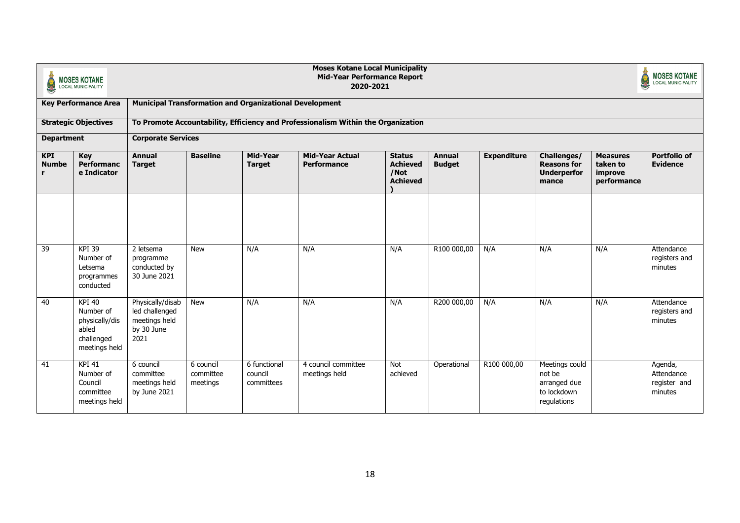**Moses Kotane Local Municipality**
**Mid-Year Performance Report**
**2020-2021**

| **Key Performance Area** | | **Municipal Transformation and Organizational Development** | | | | | | | | | |
|---|---|---|---|---|---|---|---|---|---|---|---|
| **Strategic Objectives** | | **To Promote Accountability, Efficiency and Professionalism Within the Organization** | | | | | | | | | |
| **Department** | | **Corporate Services** | | | | | | | | | |
| **KPI Number** | **Key Performance Indicator** | **Annual Target** | **Baseline** | **Mid-Year Target** | **Mid-Year Actual Performance** | **Status (Achieved /Not Achieved)** | **Annual Budget** | **Expenditure** | **Challenges/ Reasons for Underperformance** | **Measures taken to improve performance** | **Portfolio of Evidence** |
| | | | | | | | | | | | |
| 39 | KPI 39 Number of Letsema programmes conducted | 2 letsema programme conducted by 30 June 2021 | New | N/A | N/A | N/A | R100 000,00 | N/A | N/A | N/A | Attendance registers and minutes |
| 40 | KPI 40 Number of physically/disabled challenged meetings held | Physically/disabled challenged meetings held by 30 June 2021 | New | N/A | N/A | N/A | R200 000,00 | N/A | N/A | N/A | Attendance registers and minutes |
| 41 | KPI 41 Number of Council committee meetings held | 6 council committee meetings held by June 2021 | 6 council committee meetings | 6 functional council committees | 4 council committee meetings held | Not achieved | Operational | R100 000,00 | Meetings could not be arranged due to lockdown regulations | | Agenda, Attendance register and minutes |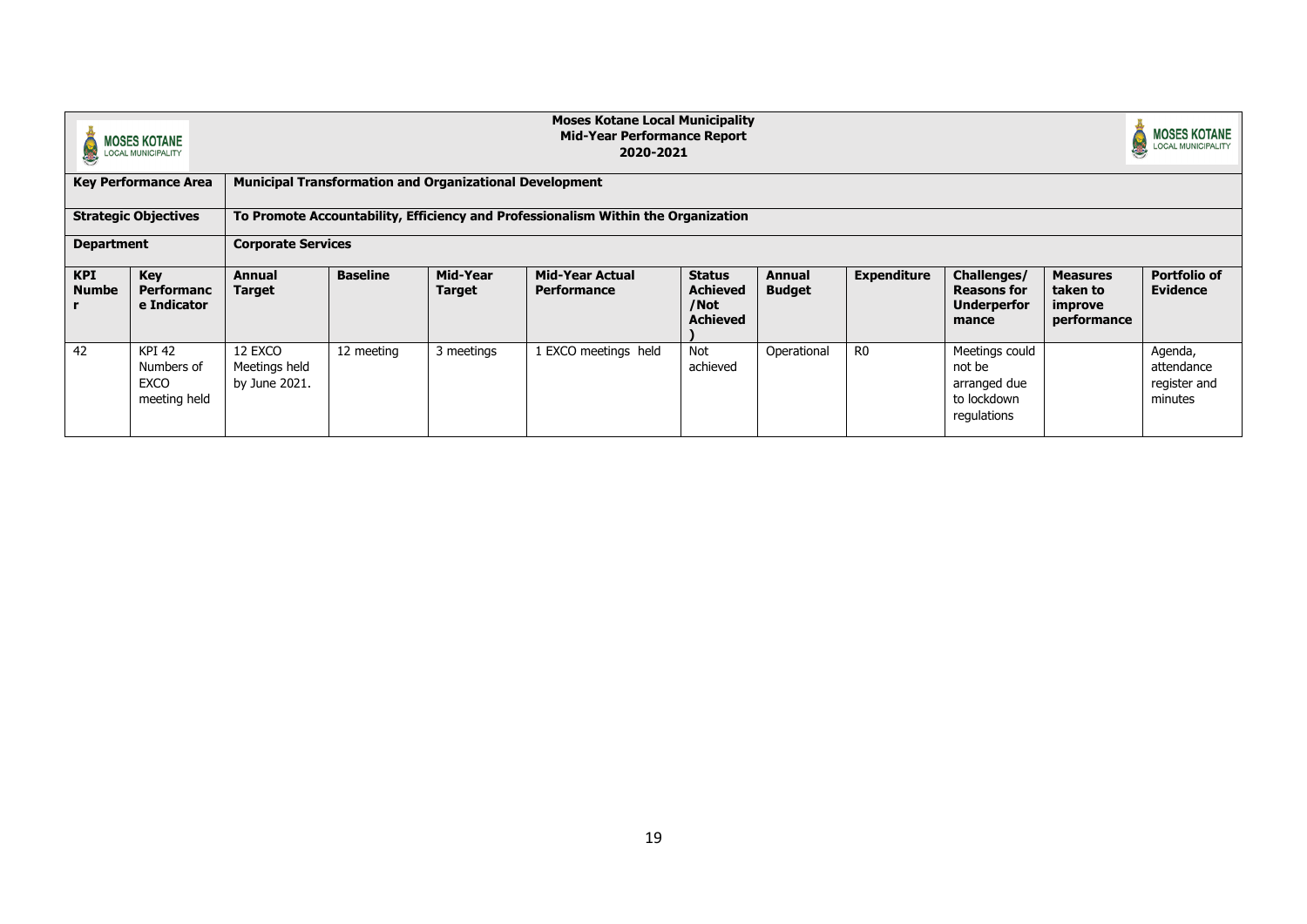**Moses Kotane Local Municipality**
**Mid-Year Performance Report**
**2020-2021**

| **Key Performance Area** | | **Municipal Transformation and Organizational Development** | | | | | | | | | |
|---|---|---|---|---|---|---|---|---|---|---|---|
| **Strategic Objectives** | | **To Promote Accountability, Efficiency and Professionalism Within the Organization** | | | | | | | | | |
| **Department** | | **Corporate Services** | | | | | | | | | |
| **KPI Number** | **Key Performance Indicator** | **Annual Target** | **Baseline** | **Mid-Year Target** | **Mid-Year Actual Performance** | **Status Achieved /Not Achieved)** | **Annual Budget** | **Expenditure** | **Challenges/ Reasons for Underperformance** | **Measures taken to improve performance** | **Portfolio of Evidence** |
| 42 | KPI 42 Numbers of EXCO meeting held | 12 EXCO Meetings held by June 2021. | 12 meeting | 3 meetings | 1 EXCO meetings held | Not achieved | Operational | R0 | Meetings could not be arranged due to lockdown regulations | | Agenda, attendance register and minutes |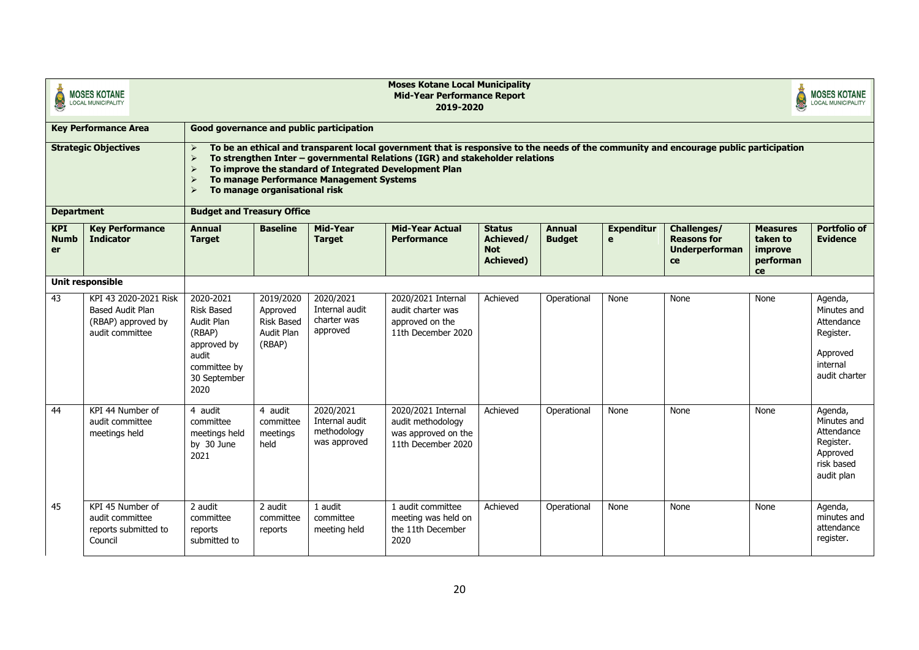**Moses Kotane Local Municipality**
**Mid-Year Performance Report**
**2019-2020**

| **Key Performance Area** | | **Good governance and public participation** | | | | | | | | | |
|---|---|---|---|---|---|---|---|---|---|---|---|
| **Strategic Objectives** | | ➢ **To be an ethical and transparent local government that is responsive to the needs of the community and encourage public participation**<br>➢ **To strengthen Inter – governmental Relations (IGR) and stakeholder relations**<br>➢ **To improve the standard of Integrated Development Plan**<br>➢ **To manage Performance Management Systems**<br>➢ **To manage organisational risk** | | | | | | | | | |
| **Department** | | **Budget and Treasury Office** | | | | | | | | | |
| **KPI Number** | **Key Performance Indicator** | **Annual Target** | **Baseline** | **Mid-Year Target** | **Mid-Year Actual Performance** | **Status Achieved/ Not Achieved)** | **Annual Budget** | **Expenditure** | **Challenges/ Reasons for Underperformance** | **Measures taken to improve performance** | **Portfolio of Evidence** |
| **Unit responsible** | | | | | | | | | | | |
| 43 | KPI 43 2020-2021 Risk Based Audit Plan (RBAP) approved by audit committee | 2020-2021 Risk Based Audit Plan (RBAP) approved by audit committee by 30 September 2020 | 2019/2020 Approved Risk Based Audit Plan (RBAP) | 2020/2021 Internal audit charter was approved | 2020/2021 Internal audit charter was approved on the 11th December 2020 | Achieved | Operational | None | None | None | Agenda, Minutes and Attendance Register. Approved internal audit charter |
| 44 | KPI 44 Number of audit committee meetings held | 4 audit committee meetings held by 30 June 2021 | 4 audit committee meetings held | 2020/2021 Internal audit methodology was approved | 2020/2021 Internal audit methodology was approved on the 11th December 2020 | Achieved | Operational | None | None | None | Agenda, Minutes and Attendance Register. Approved risk based audit plan |
| 45 | KPI 45 Number of audit committee reports submitted to Council | 2 audit committee reports submitted to | 2 audit committee reports | 1 audit committee meeting held | 1 audit committee meeting was held on the 11th December 2020 | Achieved | Operational | None | None | None | Agenda, minutes and attendance register. |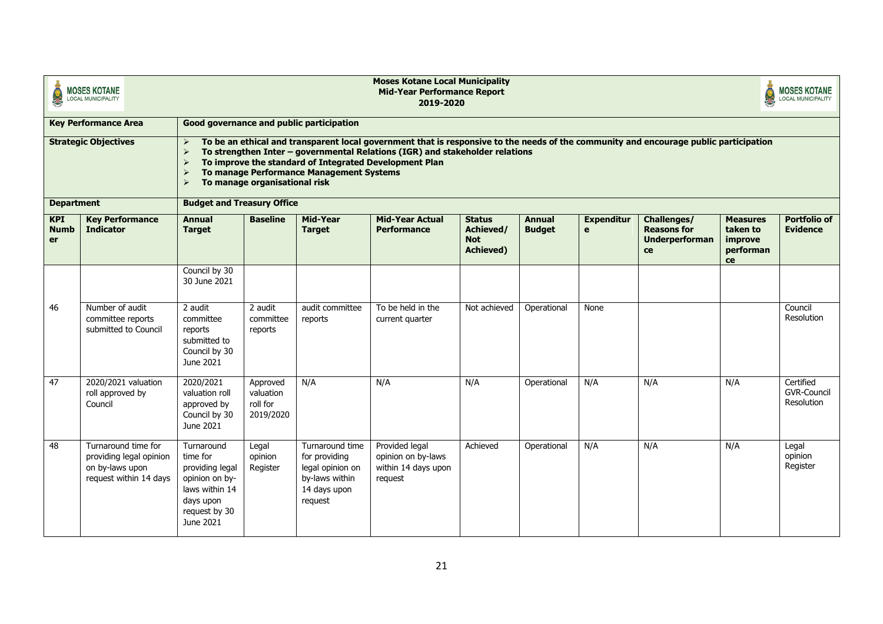**Moses Kotane Local Municipality**
**Mid-Year Performance Report**
**2019-2020**

| **Key Performance Area** | | **Good governance and public participation** | | | | | | | | | |
|---|---|---|---|---|---|---|---|---|---|---|---|
| **Strategic Objectives** | | ➢ To be an ethical and transparent local government that is responsive to the needs of the community and encourage public participation<br>➢ To strengthen Inter – governmental Relations (IGR) and stakeholder relations<br>➢ To improve the standard of Integrated Development Plan<br>➢ To manage Performance Management Systems<br>➢ To manage organisational risk | | | | | | | | | |
| **Department** | | **Budget and Treasury Office** | | | | | | | | | |
| **KPI Number** | **Key Performance Indicator** | **Annual Target** | **Baseline** | **Mid-Year Target** | **Mid-Year Actual Performance** | **Status Achieved/ Not Achieved)** | **Annual Budget** | **Expenditure** | **Challenges/ Reasons for Underperformance** | **Measures taken to improve performance** | **Portfolio of Evidence** |
| | | Council by 30 30 June 2021 | | | | | | | | | |
| 46 | Number of audit committee reports submitted to Council | 2 audit committee reports submitted to Council by 30 June 2021 | 2 audit committee reports | audit committee reports | To be held in the current quarter | Not achieved | Operational | None | | | Council Resolution |
| 47 | 2020/2021 valuation roll approved by Council | 2020/2021 valuation roll approved by Council by 30 June 2021 | Approved valuation roll for 2019/2020 | N/A | N/A | N/A | Operational | N/A | N/A | N/A | Certified GVR-Council Resolution |
| 48 | Turnaround time for providing legal opinion on by-laws upon request within 14 days | Turnaround time for providing legal opinion on by-laws within 14 days upon request by 30 June 2021 | Legal opinion Register | Turnaround time for providing legal opinion on by-laws within 14 days upon request | Provided legal opinion on by-laws within 14 days upon request | Achieved | Operational | N/A | N/A | N/A | Legal opinion Register |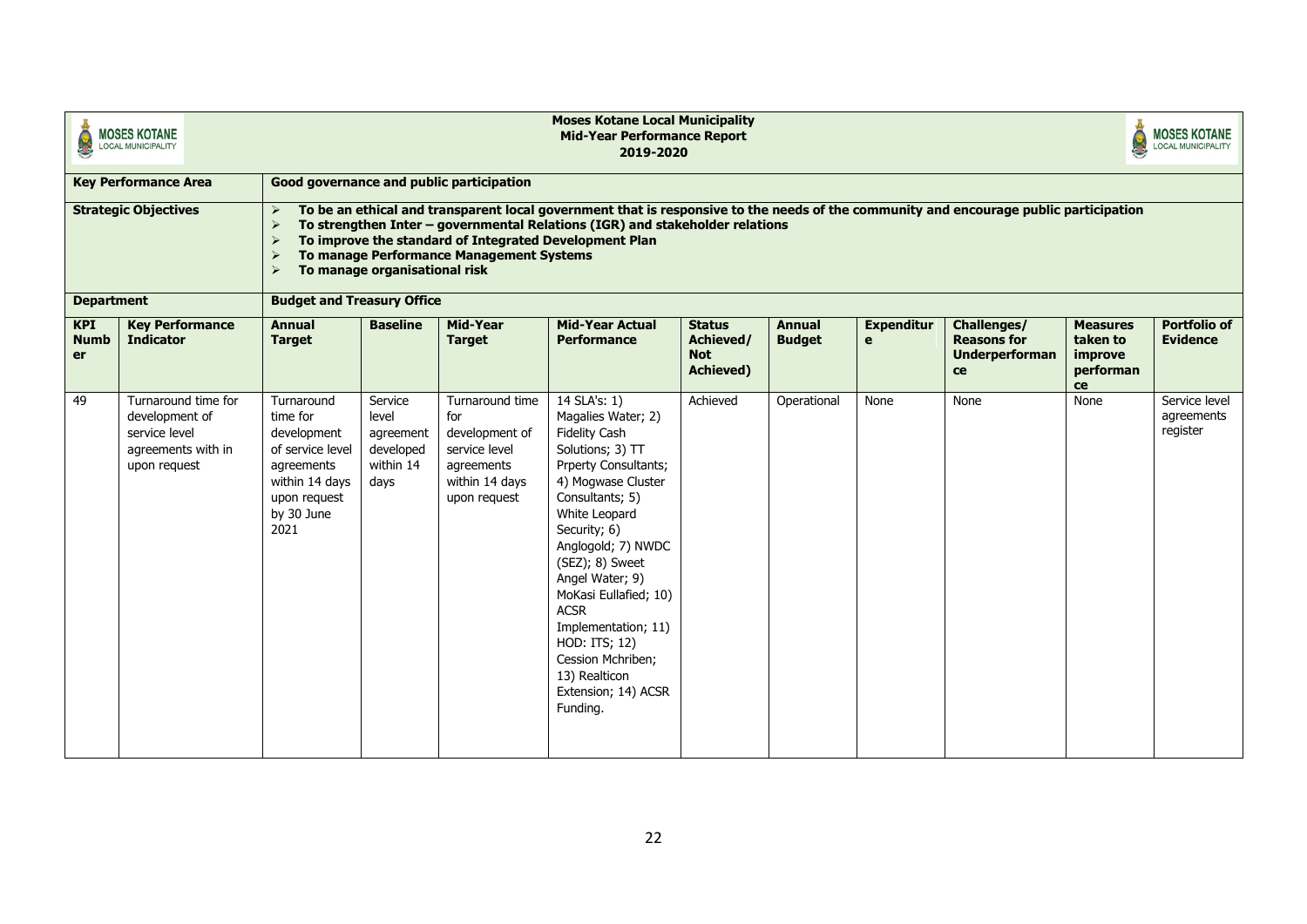**Moses Kotane Local Municipality**
**Mid-Year Performance Report**
**2019-2020**

| **Key Performance Area** | | **Good governance and public participation** | | | | | | | | | |
|---|---|---|---|---|---|---|---|---|---|---|---|
| **Strategic Objectives** | | ➢ **To be an ethical and transparent local government that is responsive to the needs of the community and encourage public participation**<br>➢ **To strengthen Inter – governmental Relations (IGR) and stakeholder relations**<br>➢ **To improve the standard of Integrated Development Plan**<br>➢ **To manage Performance Management Systems**<br>➢ **To manage organisational risk** | | | | | | | | | |
| **Department** | | **Budget and Treasury Office** | | | | | | | | | |
| **KPI Number** | **Key Performance Indicator** | **Annual Target** | **Baseline** | **Mid-Year Target** | **Mid-Year Actual Performance** | **Status Achieved/ Not Achieved)** | **Annual Budget** | **Expenditure** | **Challenges/ Reasons for Underperformance** | **Measures taken to improve performance** | **Portfolio of Evidence** |
| 49 | Turnaround time for development of service level agreements with in upon request | Turnaround time for development of service level agreements within 14 days upon request by 30 June 2021 | Service level agreement developed within 14 days | Turnaround time for development of service level agreements within 14 days upon request | 14 SLA's: 1) Magalies Water; 2) Fidelity Cash Solutions; 3) TT Prperty Consultants; 4) Mogwase Cluster Consultants; 5) White Leopard Security; 6) Anglogold; 7) NWDC (SEZ); 8) Sweet Angel Water; 9) MoKasi Eullafied; 10) ACSR Implementation; 11) HOD: ITS; 12) Cession Mchriben; 13) Realticon Extension; 14) ACSR Funding. | Achieved | Operational | None | None | None | Service level agreements register |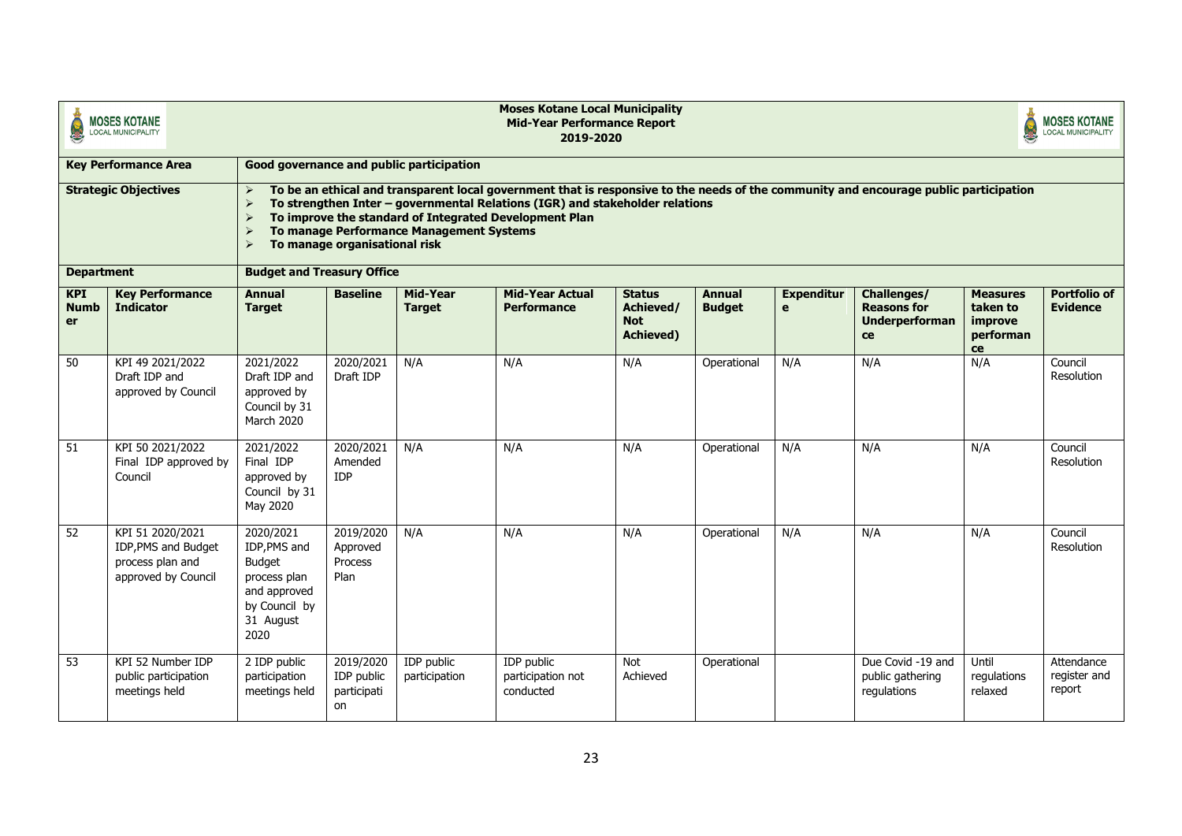**Moses Kotane Local Municipality**
**Mid-Year Performance Report**
**2019-2020**

| **Key Performance Area** | | **Good governance and public participation** | | | | | | | | | |
|---|---|---|---|---|---|---|---|---|---|---|---|
| **Strategic Objectives** | | ➢ To be an ethical and transparent local government that is responsive to the needs of the community and encourage public participation<br>➢ To strengthen Inter – governmental Relations (IGR) and stakeholder relations<br>➢ To improve the standard of Integrated Development Plan<br>➢ To manage Performance Management Systems<br>➢ To manage organisational risk | | | | | | | | | |
| **Department** | | **Budget and Treasury Office** | | | | | | | | | |
| **KPI Number** | **Key Performance Indicator** | **Annual Target** | **Baseline** | **Mid-Year Target** | **Mid-Year Actual Performance** | **Status Achieved/ Not Achieved)** | **Annual Budget** | **Expenditure** | **Challenges/ Reasons for Underperformance** | **Measures taken to improve performance** | **Portfolio of Evidence** |
| 50 | KPI 49 2021/2022 Draft IDP and approved by Council | 2021/2022 Draft IDP and approved by Council by 31 March 2020 | 2020/2021 Draft IDP | N/A | N/A | N/A | Operational | N/A | N/A | N/A | Council Resolution |
| 51 | KPI 50 2021/2022 Final IDP approved by Council | 2021/2022 Final IDP approved by Council by 31 May 2020 | 2020/2021 Amended IDP | N/A | N/A | N/A | Operational | N/A | N/A | N/A | Council Resolution |
| 52 | KPI 51 2020/2021 IDP,PMS and Budget process plan and approved by Council | 2020/2021 IDP,PMS and Budget process plan and approved by Council by 31 August 2020 | 2019/2020 Approved Process Plan | N/A | N/A | N/A | Operational | N/A | N/A | N/A | Council Resolution |
| 53 | KPI 52 Number IDP public participation meetings held | 2 IDP public participation meetings held | 2019/2020 IDP public participation | IDP public participation | IDP public participation not conducted | Not Achieved | Operational | | Due Covid -19 and public gathering regulations | Until regulations relaxed | Attendance register and report |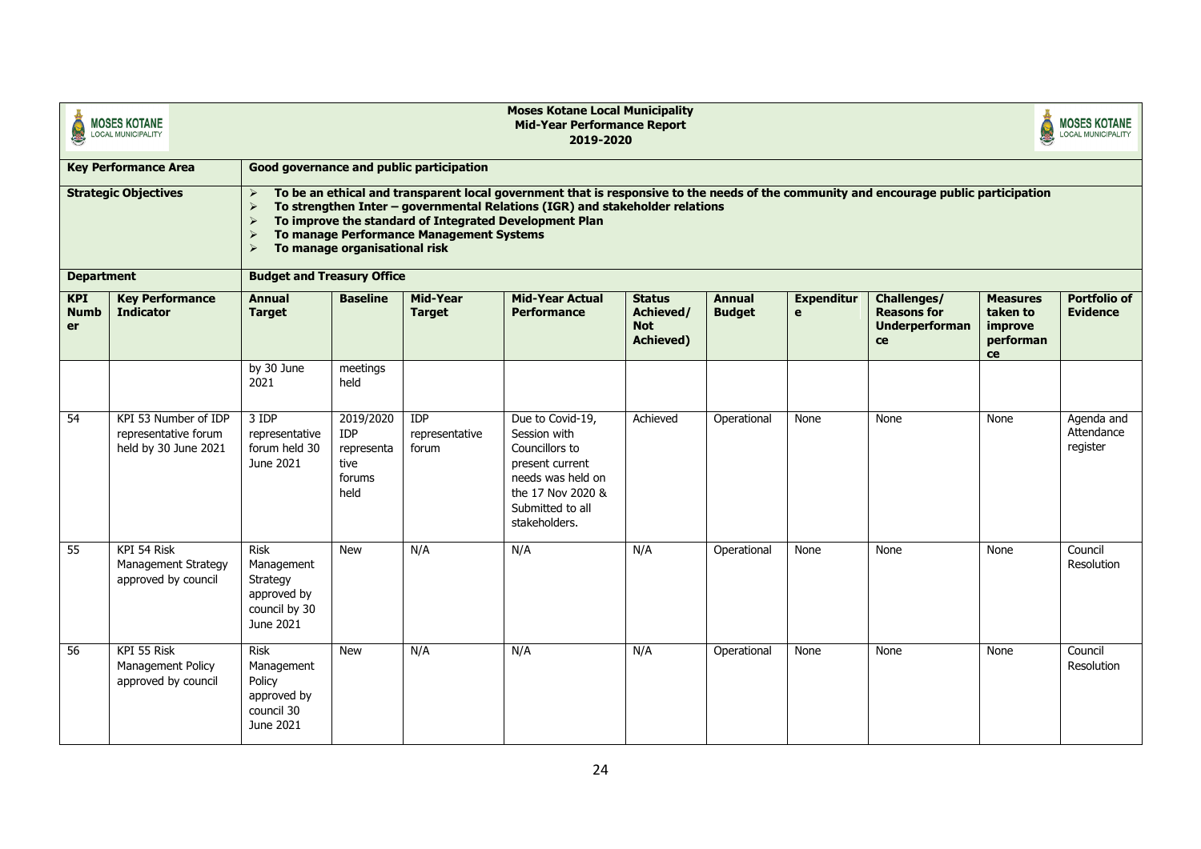**Moses Kotane Local Municipality**
**Mid-Year Performance Report**
**2019-2020**

| **Key Performance Area** | | **Good governance and public participation** | | | | | | | | | |
|---|---|---|---|---|---|---|---|---|---|---|---|
| **Strategic Objectives** | | ➢ **To be an ethical and transparent local government that is responsive to the needs of the community and encourage public participation**<br>➢ **To strengthen Inter – governmental Relations (IGR) and stakeholder relations**<br>➢ **To improve the standard of Integrated Development Plan**<br>➢ **To manage Performance Management Systems**<br>➢ **To manage organisational risk** | | | | | | | | | |
| **Department** | | **Budget and Treasury Office** | | | | | | | | | |
| **KPI Number** | **Key Performance Indicator** | **Annual Target** | **Baseline** | **Mid-Year Target** | **Mid-Year Actual Performance** | **Status Achieved/ Not Achieved)** | **Annual Budget** | **Expenditure** | **Challenges/ Reasons for Underperformance** | **Measures taken to improve performance** | **Portfolio of Evidence** |
| | | by 30 June 2021 | meetings held | | | | | | | | |
| 54 | KPI 53 Number of IDP representative forum held by 30 June 2021 | 3 IDP representative forum held 30 June 2021 | 2019/2020 IDP representative forums held | IDP representative forum | Due to Covid-19, Session with Councillors to present current needs was held on the 17 Nov 2020 & Submitted to all stakeholders. | Achieved | Operational | None | None | None | Agenda and Attendance register |
| 55 | KPI 54 Risk Management Strategy approved by council | Risk Management Strategy approved by council by 30 June 2021 | New | N/A | N/A | N/A | Operational | None | None | None | Council Resolution |
| 56 | KPI 55 Risk Management Policy approved by council | Risk Management Policy approved by council 30 June 2021 | New | N/A | N/A | N/A | Operational | None | None | None | Council Resolution |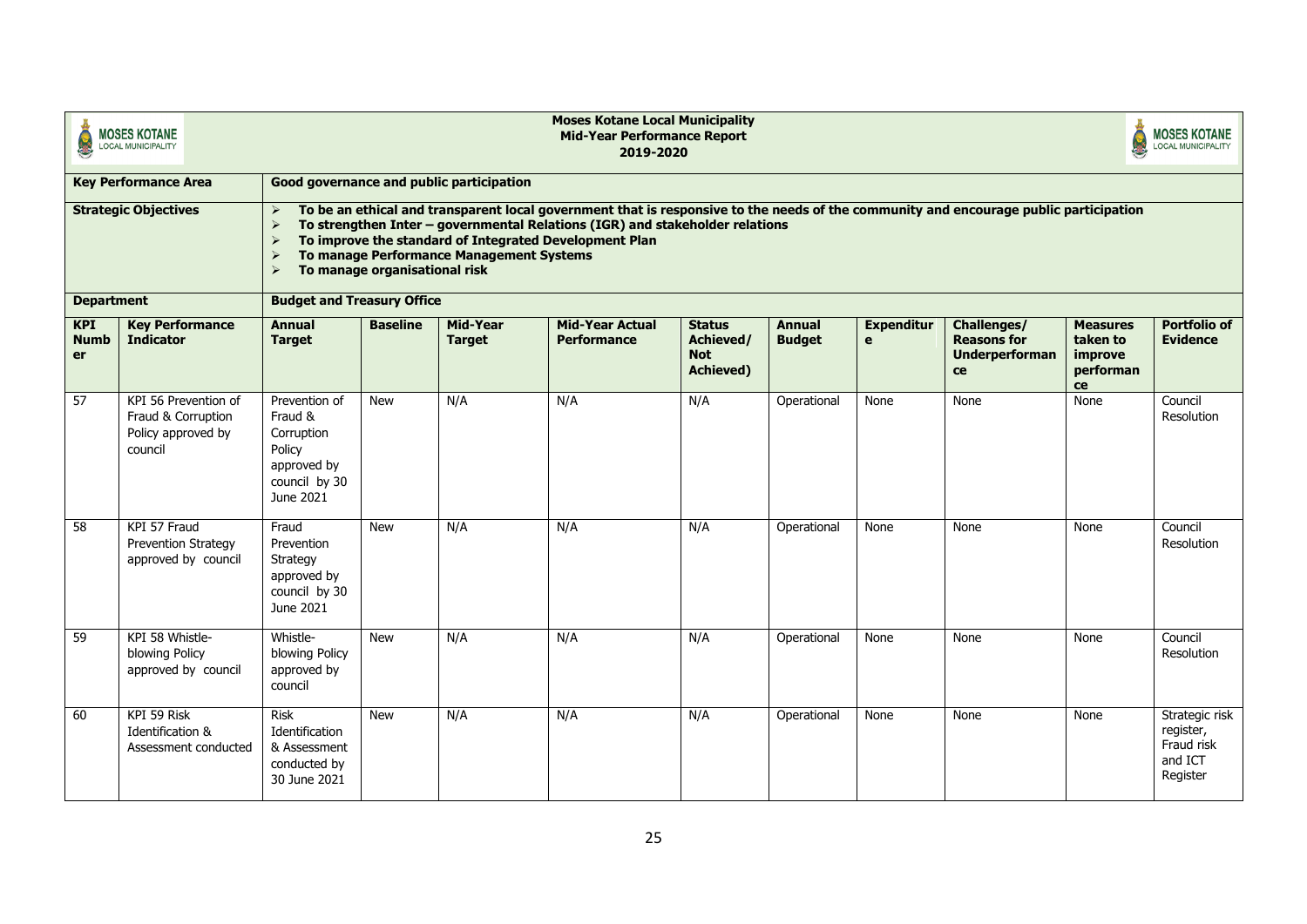**Moses Kotane Local Municipality**
**Mid-Year Performance Report**
**2019-2020**

| **Key Performance Area** | | **Good governance and public participation** | | | | | | | | | |
|---|---|---|---|---|---|---|---|---|---|---|---|
| **Strategic Objectives** | | ➢ **To be an ethical and transparent local government that is responsive to the needs of the community and encourage public participation**<br>➢ **To strengthen Inter – governmental Relations (IGR) and stakeholder relations**<br>➢ **To improve the standard of Integrated Development Plan**<br>➢ **To manage Performance Management Systems**<br>➢ **To manage organisational risk** | | | | | | | | | |
| **Department** | | **Budget and Treasury Office** | | | | | | | | | |
| **KPI Number** | **Key Performance Indicator** | **Annual Target** | **Baseline** | **Mid-Year Target** | **Mid-Year Actual Performance** | **Status Achieved/ Not Achieved)** | **Annual Budget** | **Expenditure** | **Challenges/ Reasons for Underperformance** | **Measures taken to improve performance** | **Portfolio of Evidence** |
| 57 | KPI 56 Prevention of Fraud & Corruption Policy approved by council | Prevention of Fraud & Corruption Policy approved by council by 30 June 2021 | New | N/A | N/A | N/A | Operational | None | None | None | Council Resolution |
| 58 | KPI 57 Fraud Prevention Strategy approved by council | Fraud Prevention Strategy approved by council by 30 June 2021 | New | N/A | N/A | N/A | Operational | None | None | None | Council Resolution |
| 59 | KPI 58 Whistle-blowing Policy approved by council | Whistle-blowing Policy approved by council | New | N/A | N/A | N/A | Operational | None | None | None | Council Resolution |
| 60 | KPI 59 Risk Identification & Assessment conducted | Risk Identification & Assessment conducted by 30 June 2021 | New | N/A | N/A | N/A | Operational | None | None | None | Strategic risk register, Fraud risk and ICT Register |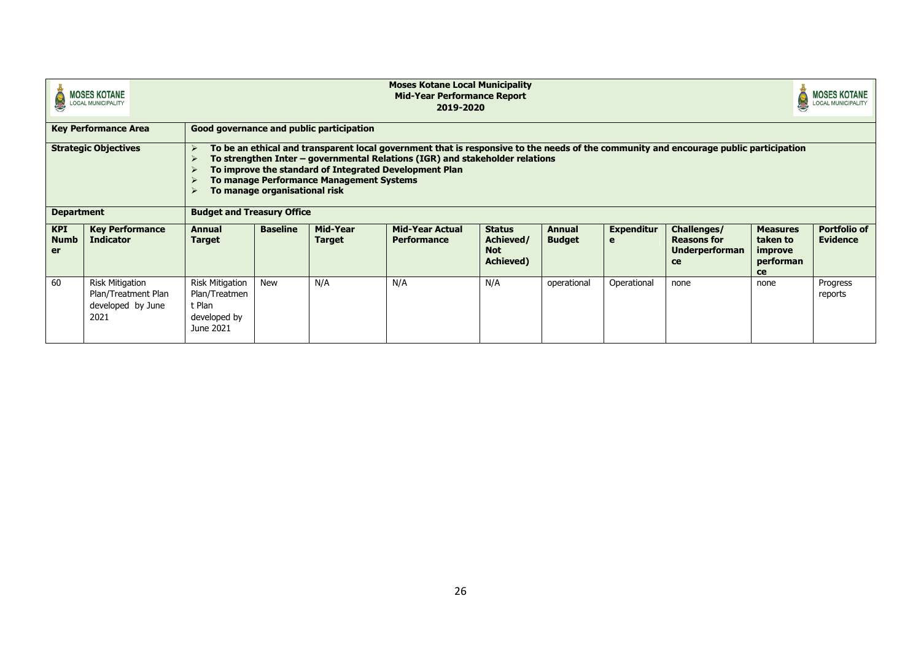**Moses Kotane Local Municipality**
**Mid-Year Performance Report**
**2019-2020**

| **Key Performance Area** | | **Good governance and public participation** | | | | | | | | | |
|---|---|---|---|---|---|---|---|---|---|---|---|
| **Strategic Objectives** | | ➢ **To be an ethical and transparent local government that is responsive to the needs of the community and encourage public participation**<br>➢ **To strengthen Inter – governmental Relations (IGR) and stakeholder relations**<br>➢ **To improve the standard of Integrated Development Plan**<br>➢ **To manage Performance Management Systems**<br>➢ **To manage organisational risk** | | | | | | | | | |
| **Department** | | **Budget and Treasury Office** | | | | | | | | | |
| **KPI Number** | **Key Performance Indicator** | **Annual Target** | **Baseline** | **Mid-Year Target** | **Mid-Year Actual Performance** | **Status Achieved/ Not Achieved)** | **Annual Budget** | **Expenditure** | **Challenges/ Reasons for Underperformance** | **Measures taken to improve performance** | **Portfolio of Evidence** |
| 60 | Risk Mitigation Plan/Treatment Plan developed by June 2021 | Risk Mitigation Plan/Treatment Plan developed by June 2021 | New | N/A | N/A | N/A | operational | Operational | none | none | Progress reports |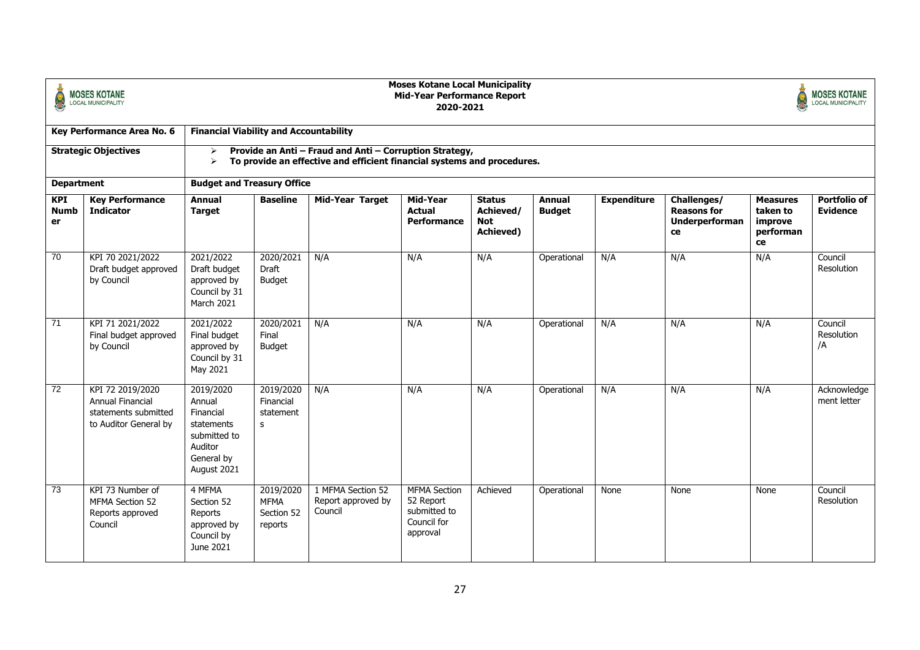**Moses Kotane Local Municipality**
**Mid-Year Performance Report**
**2020-2021**

| **Key Performance Area No. 6** | **Financial Viability and Accountability** |
|---|---|
| **Strategic Objectives** | ➢ **Provide an Anti – Fraud and Anti – Corruption Strategy,**<br>➢ **To provide an effective and efficient financial systems and procedures.** |
| **Department** | **Budget and Treasury Office** |

| KPI Number | Key Performance Indicator | Annual Target | Baseline | Mid-Year Target | Mid-Year Actual Performance | Status Achieved/ Not Achieved) | Annual Budget | Expenditure | Challenges/ Reasons for Underperformance | Measures taken to improve performance | Portfolio of Evidence |
|---|---|---|---|---|---|---|---|---|---|---|---|
| 70 | KPI 70 2021/2022 Draft budget approved by Council | 2021/2022 Draft budget approved by Council by 31 March 2021 | 2020/2021 Draft Budget | N/A | N/A | N/A | Operational | N/A | N/A | N/A | Council Resolution |
| 71 | KPI 71 2021/2022 Final budget approved by Council | 2021/2022 Final budget approved by Council by 31 May 2021 | 2020/2021 Final Budget | N/A | N/A | N/A | Operational | N/A | N/A | N/A | Council Resolution /A |
| 72 | KPI 72 2019/2020 Annual Financial statements submitted to Auditor General by | 2019/2020 Annual Financial statements submitted to Auditor General by August 2021 | 2019/2020 Financial statements | N/A | N/A | N/A | Operational | N/A | N/A | N/A | Acknowledgement letter |
| 73 | KPI 73 Number of MFMA Section 52 Reports approved Council | 4 MFMA Section 52 Reports approved by Council by June 2021 | 2019/2020 MFMA Section 52 reports | 1 MFMA Section 52 Report approved by Council | MFMA Section 52 Report submitted to Council for approval | Achieved | Operational | None | None | None | Council Resolution |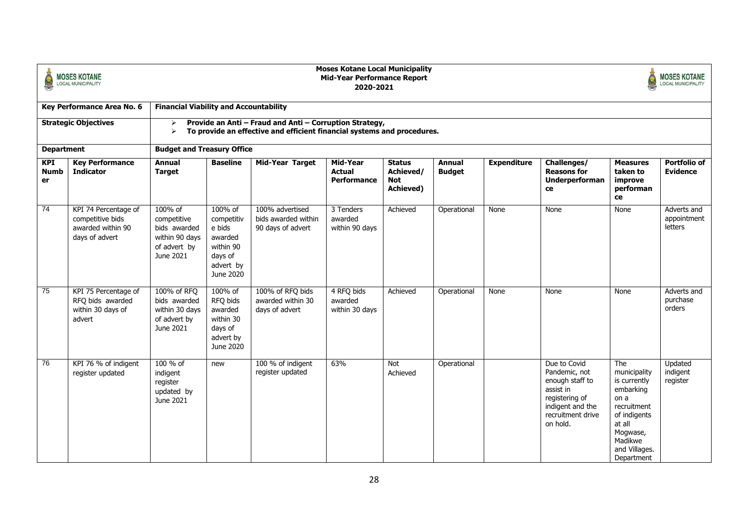**Moses Kotane Local Municipality**
**Mid-Year Performance Report**
**2020-2021**

| Key Performance Area No. 6 | | Financial Viability and Accountability | | | | | | | | | |
|---|---|---|---|---|---|---|---|---|---|---|---|
| **Strategic Objectives** | | ➢ **Provide an Anti – Fraud and Anti – Corruption Strategy,** ➢ **To provide an effective and efficient financial systems and procedures.** | | | | | | | | | |
| **Department** | | **Budget and Treasury Office** | | | | | | | | | |
| **KPI Number** | **Key Performance Indicator** | **Annual Target** | **Baseline** | **Mid-Year Target** | **Mid-Year Actual Performance** | **Status Achieved/ Not Achieved)** | **Annual Budget** | **Expenditure** | **Challenges/ Reasons for Underperformance** | **Measures taken to improve performance** | **Portfolio of Evidence** |
| 74 | KPI 74 Percentage of competitive bids awarded within 90 days of advert | 100% of competitive bids awarded within 90 days of advert by June 2021 | 100% of competitive bids awarded within 90 days of advert by June 2020 | 100% advertised bids awarded within 90 days of advert | 3 Tenders awarded within 90 days | Achieved | Operational | None | None | None | Adverts and appointment letters |
| 75 | KPI 75 Percentage of RFQ bids awarded within 30 days of advert | 100% of RFQ bids awarded within 30 days of advert by June 2021 | 100% of RFQ bids awarded within 30 days of advert by June 2020 | 100% of RFQ bids awarded within 30 days of advert | 4 RFQ bids awarded within 30 days | Achieved | Operational | None | None | None | Adverts and purchase orders |
| 76 | KPI 76 % of indigent register updated | 100 % of indigent register updated by June 2021 | new | 100 % of indigent register updated | 63% | Not Achieved | Operational | | Due to Covid Pandemic, not enough staff to assist in registering of indigent and the recruitment drive on hold. | The municipality is currently embarking on a recruitment of indigents at all Mogwase, Madikwe and Villages. Department | Updated indigent register |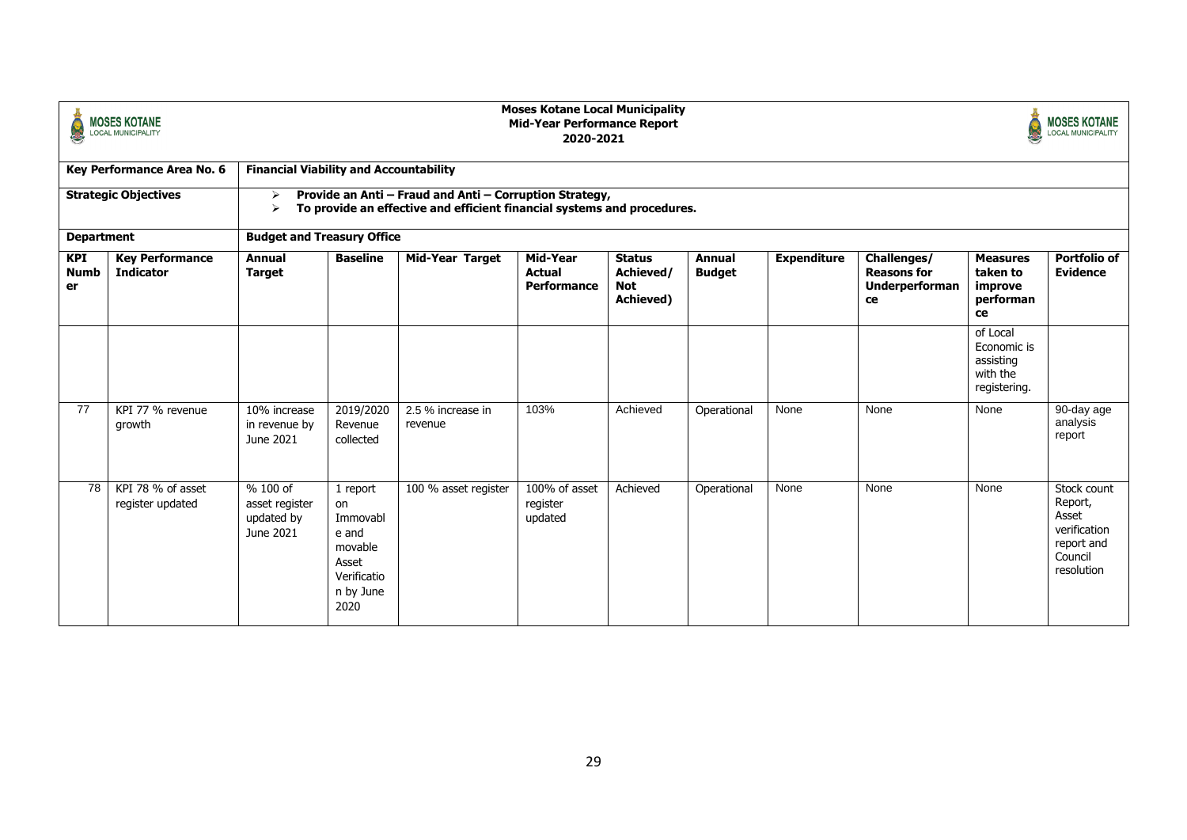**Moses Kotane Local Municipality**
**Mid-Year Performance Report**
**2020-2021**

| **Key Performance Area No. 6** | **Financial Viability and Accountability** | | | | | | | | | | |
|---|---|---|---|---|---|---|---|---|---|---|---|
| **Strategic Objectives** | ➢ **Provide an Anti – Fraud and Anti – Corruption Strategy,** ➢ **To provide an effective and efficient financial systems and procedures.** | | | | | | | | | | |
| **Department** | **Budget and Treasury Office** | | | | | | | | | | |
| **KPI Number** | **Key Performance Indicator** | **Annual Target** | **Baseline** | **Mid-Year Target** | **Mid-Year Actual Performance** | **Status Achieved/ Not Achieved)** | **Annual Budget** | **Expenditure** | **Challenges/ Reasons for Underperformance** | **Measures taken to improve performance** | **Portfolio of Evidence** |
| | | | | | | | | | | of Local Economic is assisting with the registering. | |
| 77 | KPI 77 % revenue growth | 10% increase in revenue by June 2021 | 2019/2020 Revenue collected | 2.5 % increase in revenue | 103% | Achieved | Operational | None | None | None | 90-day age analysis report |
| 78 | KPI 78 % of asset register updated | % 100 of asset register updated by June 2021 | 1 report on Immovable and movable Asset Verification by June 2020 | 100 % asset register | 100% of asset register updated | Achieved | Operational | None | None | None | Stock count Report, Asset verification report and Council resolution |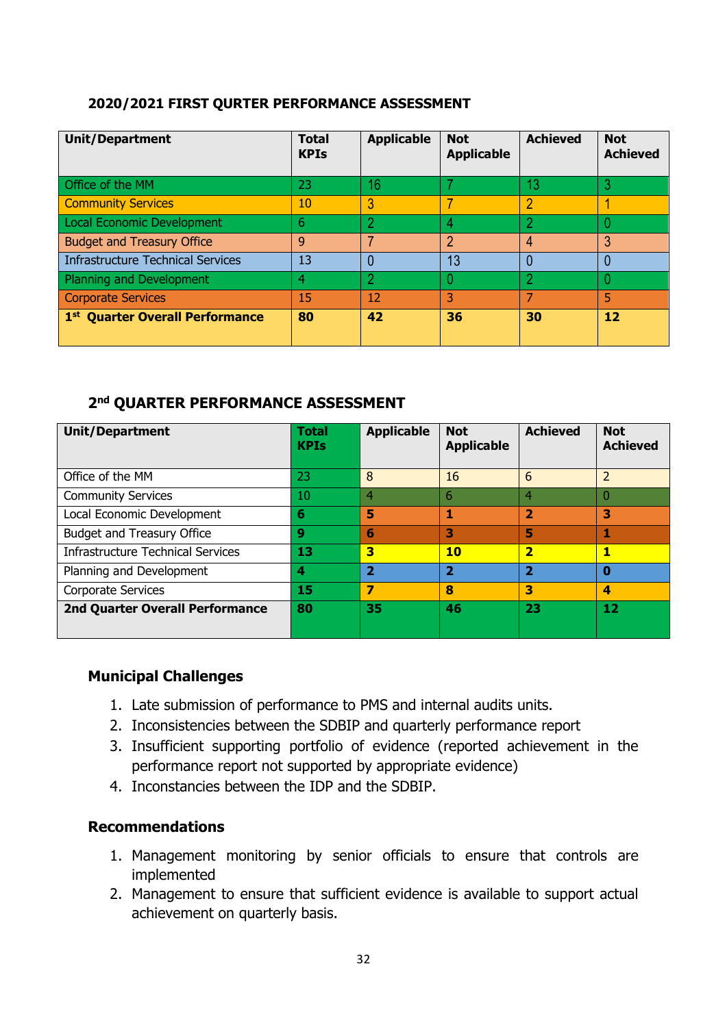### 2020/2021 FIRST QURTER PERFORMANCE ASSESSMENT

| Unit/Department | Total KPIs | Applicable | Not Applicable | Achieved | Not Achieved |
|---|---|---|---|---|---|
| Office of the MM | 23 | 16 | 7 | 13 | 3 |
| Community Services | 10 | 3 | 7 | 2 | 1 |
| Local Economic Development | 6 | 2 | 4 | 2 | 0 |
| Budget and Treasury Office | 9 | 7 | 2 | 4 | 3 |
| Infrastructure Technical Services | 13 | 0 | 13 | 0 | 0 |
| Planning and Development | 4 | 2 | 0 | 2 | 0 |
| Corporate Services | 15 | 12 | 3 | 7 | 5 |
| **1st Quarter Overall Performance** | **80** | **42** | **36** | **30** | **12** |

### 2nd QUARTER PERFORMANCE ASSESSMENT

| Unit/Department | Total KPIs | Applicable | Not Applicable | Achieved | Not Achieved |
|---|---|---|---|---|---|
| Office of the MM | 23 | 8 | 16 | 6 | 2 |
| Community Services | 10 | 4 | 6 | 4 | 0 |
| Local Economic Development | **6** | **5** | **1** | **2** | **3** |
| Budget and Treasury Office | **9** | **6** | **3** | **5** | **1** |
| Infrastructure Technical Services | **13** | **3** | **10** | **2** | **1** |
| Planning and Development | **4** | **2** | **2** | **2** | **0** |
| Corporate Services | **15** | **7** | **8** | **3** | **4** |
| **2nd Quarter Overall Performance** | **80** | **35** | **46** | **23** | **12** |

### Municipal Challenges

1. Late submission of performance to PMS and internal audits units.
2. Inconsistencies between the SDBIP and quarterly performance report
3. Insufficient supporting portfolio of evidence (reported achievement in the performance report not supported by appropriate evidence)
4. Inconstancies between the IDP and the SDBIP.

### Recommendations

1. Management monitoring by senior officials to ensure that controls are implemented
2. Management to ensure that sufficient evidence is available to support actual achievement on quarterly basis.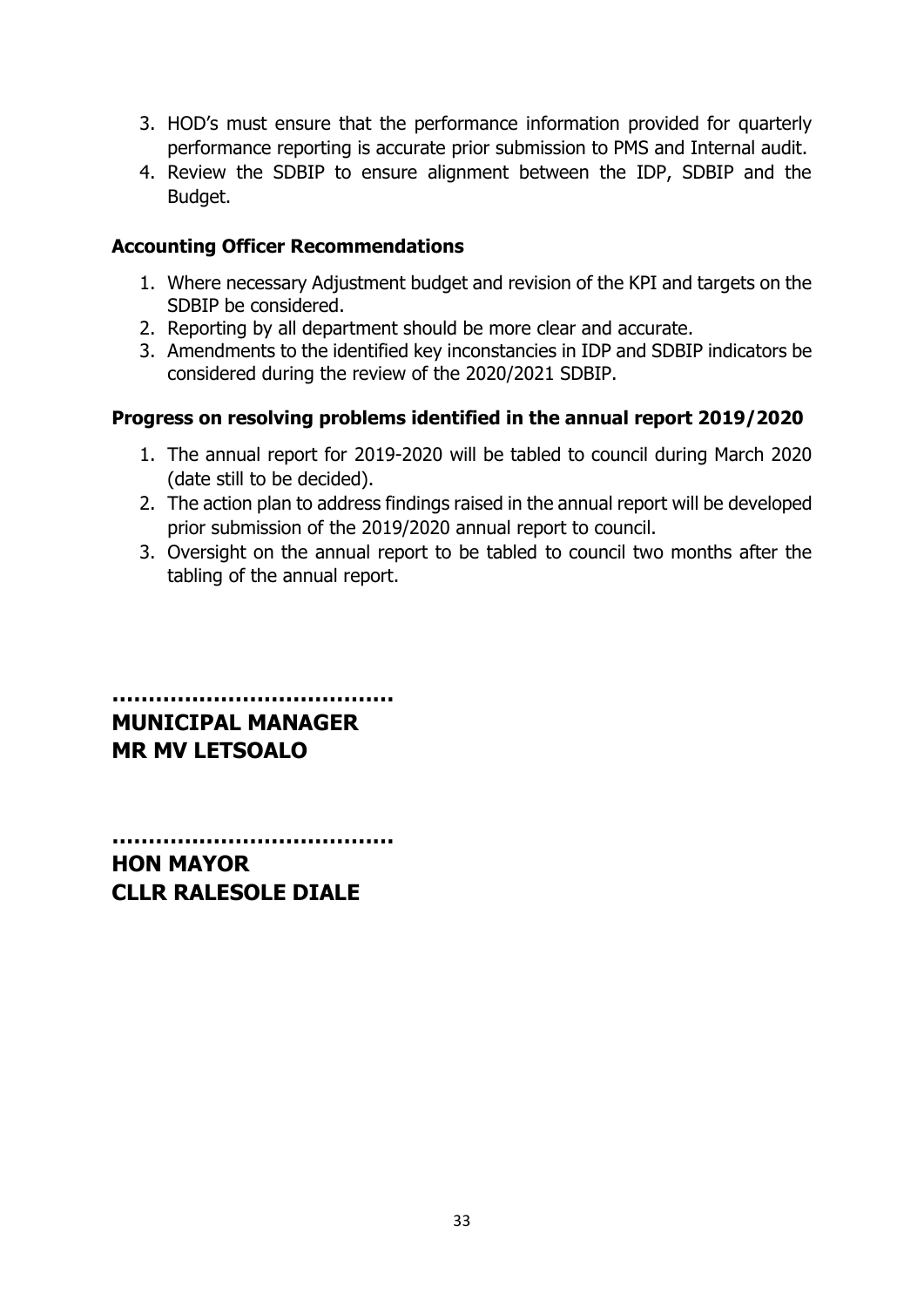3. HOD's must ensure that the performance information provided for quarterly performance reporting is accurate prior submission to PMS and Internal audit.
4. Review the SDBIP to ensure alignment between the IDP, SDBIP and the Budget.

**Accounting Officer Recommendations**

1. Where necessary Adjustment budget and revision of the KPI and targets on the SDBIP be considered.
2. Reporting by all department should be more clear and accurate.
3. Amendments to the identified key inconstancies in IDP and SDBIP indicators be considered during the review of the 2020/2021 SDBIP.

**Progress on resolving problems identified in the annual report 2019/2020**

1. The annual report for 2019-2020 will be tabled to council during March 2020 (date still to be decided).
2. The action plan to address findings raised in the annual report will be developed prior submission of the 2019/2020 annual report to council.
3. Oversight on the annual report to be tabled to council two months after the tabling of the annual report.

**......................................**
**MUNICIPAL MANAGER**
**MR MV LETSOALO**

**......................................**
**HON MAYOR**
**CLLR RALESOLE DIALE**